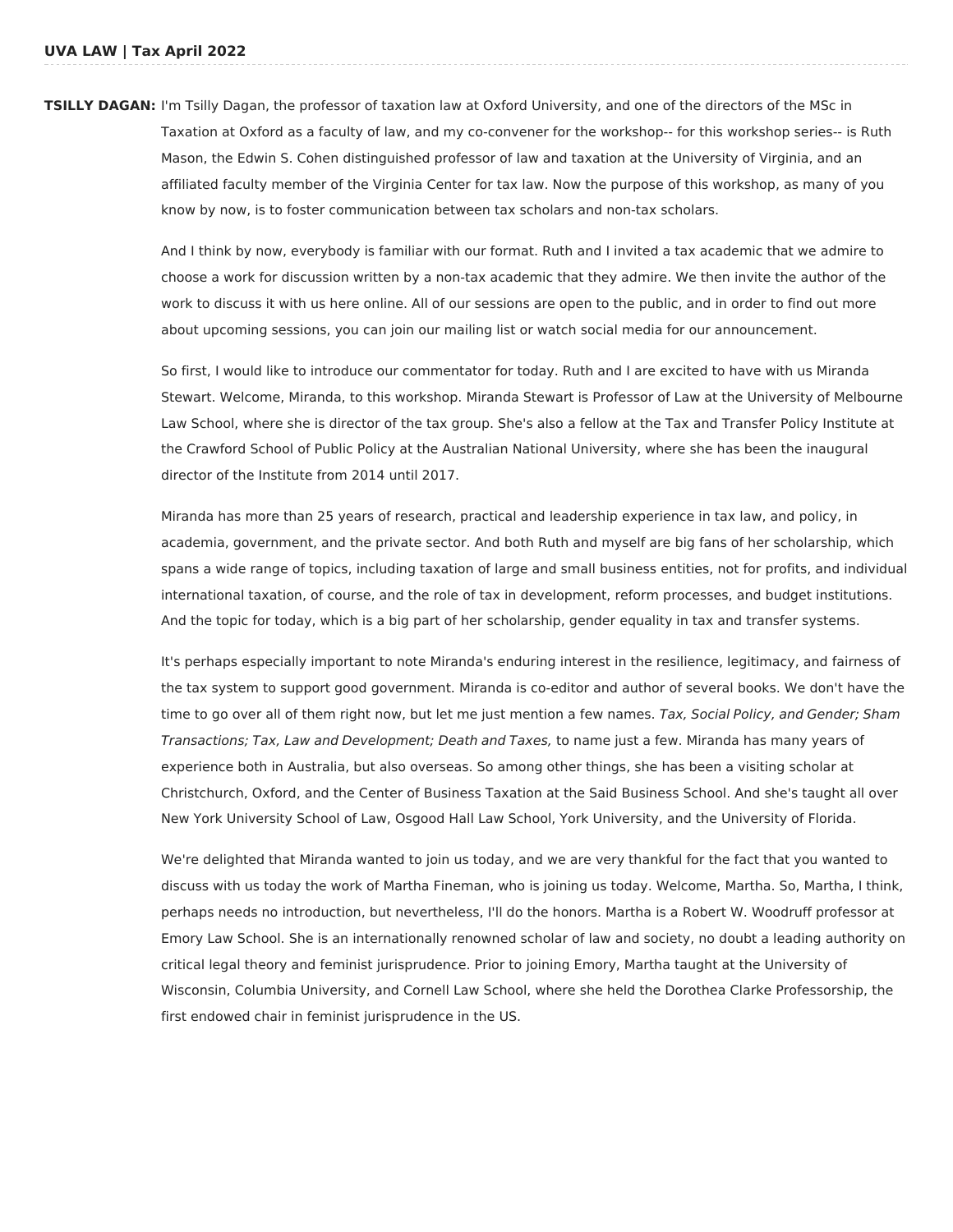**UVA LAW | Tax April 2022**

**TSILLY DAGAN:** I'm Tsilly Dagan, the professor of taxation law at Oxford University, and one of the directors of the MSc in Taxation at Oxford as a faculty of law, and my co-convener for the workshop-- for this workshop series-- is Ruth Mason, the Edwin S. Cohen distinguished professor of law and taxation at the University of Virginia, and an affiliated faculty member of the Virginia Center for tax law. Now the purpose of this workshop, as many of you know by now, is to foster communication between tax scholars and non-tax scholars.

And I think by now, everybody is familiar with our format. Ruth and I invited a tax academic that we admire to choose a work for discussion written by a non-tax academic that they admire. We then invite the author of the work to discuss it with us here online. All of our sessions are open to the public, and in order to find out more about upcoming sessions, you can join our mailing list or watch social media for our announcement.

So first, I would like to introduce our commentator for today. Ruth and I are excited to have with us Miranda Stewart. Welcome, Miranda, to this workshop. Miranda Stewart is Professor of Law at the University of Melbourne Law School, where she is director of the tax group. She's also a fellow at the Tax and Transfer Policy Institute at the Crawford School of Public Policy at the Australian National University, where she has been the inaugural director of the Institute from 2014 until 2017.

Miranda has more than 25 years of research, practical and leadership experience in tax law, and policy, in academia, government, and the private sector. And both Ruth and myself are big fans of her scholarship, which spans a wide range of topics, including taxation of large and small business entities, not for profits, and individual international taxation, of course, and the role of tax in development, reform processes, and budget institutions. And the topic for today, which is a big part of her scholarship, gender equality in tax and transfer systems.

It's perhaps especially important to note Miranda's enduring interest in the resilience, legitimacy, and fairness of the tax system to support good government. Miranda is co-editor and author of several books. We don't have the time to go over all of them right now, but let me just mention a few names. *Tax, Social Policy, and Gender; Sham Transactions; Tax, Law and Development; Death and Taxes,* to name just a few. Miranda has many years of experience both in Australia, but also overseas. So among other things, she has been a visiting scholar at Christchurch, Oxford, and the Center of Business Taxation at the Said Business School. And she's taught all over New York University School of Law, Osgood Hall Law School, York University, and the University of Florida.

We're delighted that Miranda wanted to join us today, and we are very thankful for the fact that you wanted to discuss with us today the work of Martha Fineman, who is joining us today. Welcome, Martha. So, Martha, I think, perhaps needs no introduction, but nevertheless, I'll do the honors. Martha is a Robert W. Woodruff professor at Emory Law School. She is an internationally renowned scholar of law and society, no doubt a leading authority on critical legal theory and feminist jurisprudence. Prior to joining Emory, Martha taught at the University of Wisconsin, Columbia University, and Cornell Law School, where she held the Dorothea Clarke Professorship, the first endowed chair in feminist jurisprudence in the US.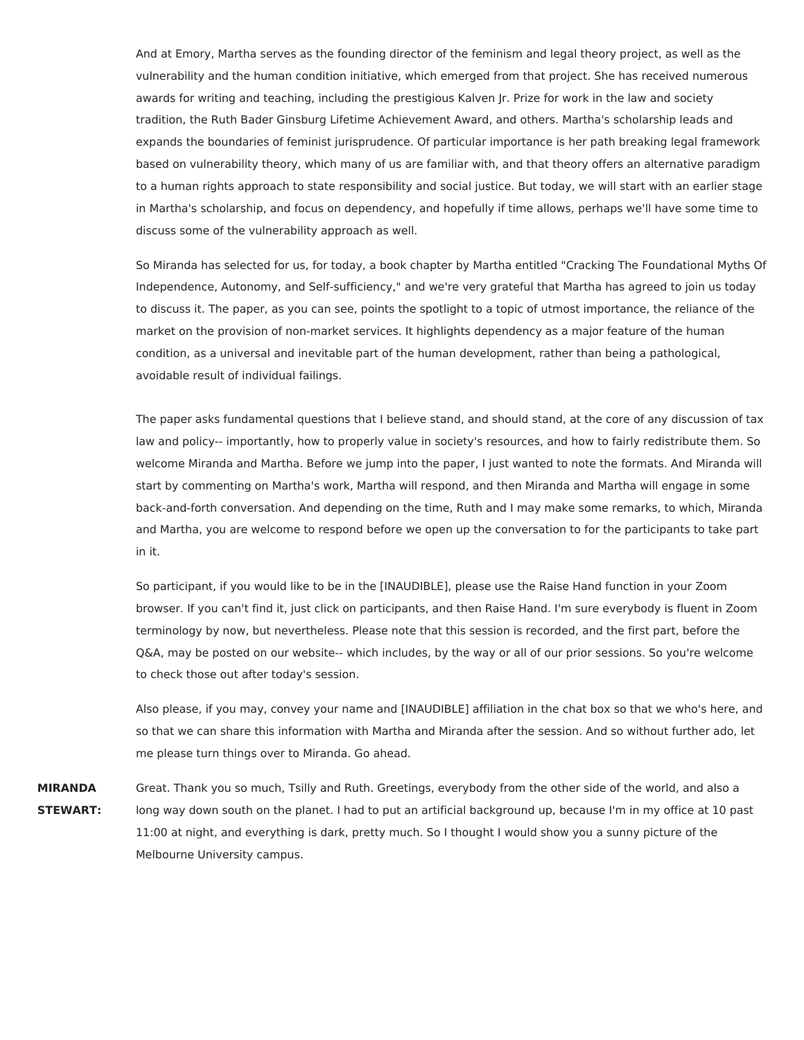And at Emory, Martha serves as the founding director of the feminism and legal theory project, as well as the vulnerability and the human condition initiative, which emerged from that project. She has received numerous awards for writing and teaching, including the prestigious Kalven Jr. Prize for work in the law and society tradition, the Ruth Bader Ginsburg Lifetime Achievement Award, and others. Martha's scholarship leads and expands the boundaries of feminist jurisprudence. Of particular importance is her path breaking legal framework based on vulnerability theory, which many of us are familiar with, and that theory offers an alternative paradigm to a human rights approach to state responsibility and social justice. But today, we will start with an earlier stage in Martha's scholarship, and focus on dependency, and hopefully if time allows, perhaps we'll have some time to discuss some of the vulnerability approach as well.

So Miranda has selected for us, for today, a book chapter by Martha entitled "Cracking The Foundational Myths Of Independence, Autonomy, and Self-sufficiency," and we're very grateful that Martha has agreed to join us today to discuss it. The paper, as you can see, points the spotlight to a topic of utmost importance, the reliance of the market on the provision of non-market services. It highlights dependency as a major feature of the human condition, as a universal and inevitable part of the human development, rather than being a pathological, avoidable result of individual failings.

The paper asks fundamental questions that I believe stand, and should stand, at the core of any discussion of tax law and policy-- importantly, how to properly value in society's resources, and how to fairly redistribute them. So welcome Miranda and Martha. Before we jump into the paper, I just wanted to note the formats. And Miranda will start by commenting on Martha's work, Martha will respond, and then Miranda and Martha will engage in some back-and-forth conversation. And depending on the time, Ruth and I may make some remarks, to which, Miranda and Martha, you are welcome to respond before we open up the conversation to for the participants to take part in it.

So participant, if you would like to be in the [INAUDIBLE], please use the Raise Hand function in your Zoom browser. If you can't find it, just click on participants, and then Raise Hand. I'm sure everybody is fluent in Zoom terminology by now, but nevertheless. Please note that this session is recorded, and the first part, before the Q&A, may be posted on our website-- which includes, by the way or all of our prior sessions. So you're welcome to check those out after today's session.

Also please, if you may, convey your name and [INAUDIBLE] affiliation in the chat box so that we who's here, and so that we can share this information with Martha and Miranda after the session. And so without further ado, let me please turn things over to Miranda. Go ahead.

**MIRANDA STEWART:** Great. Thank you so much, Tsilly and Ruth. Greetings, everybody from the other side of the world, and also a long way down south on the planet. I had to put an artificial background up, because I'm in my office at 10 past 11:00 at night, and everything is dark, pretty much. So I thought I would show you a sunny picture of the Melbourne University campus.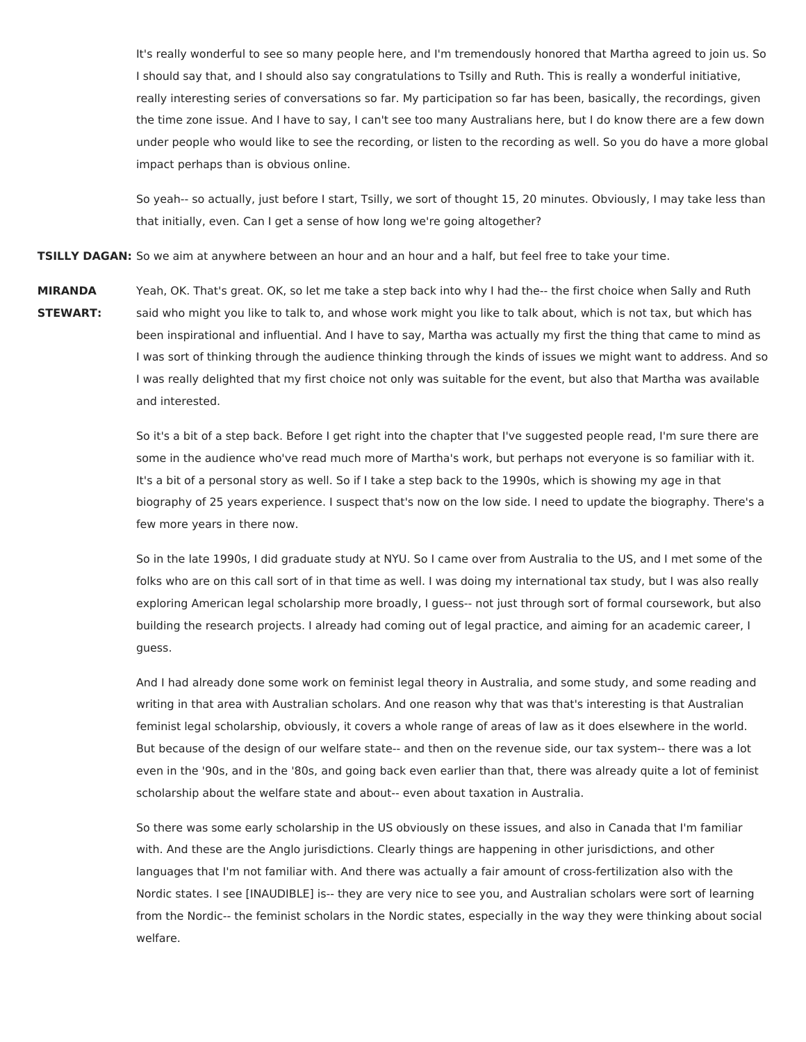It's really wonderful to see so many people here, and I'm tremendously honored that Martha agreed to join us. So I should say that, and I should also say congratulations to Tsilly and Ruth. This is really a wonderful initiative, really interesting series of conversations so far. My participation so far has been, basically, the recordings, given the time zone issue. And I have to say, I can't see too many Australians here, but I do know there are a few down under people who would like to see the recording, or listen to the recording as well. So you do have a more global impact perhaps than is obvious online.

So yeah-- so actually, just before I start, Tsilly, we sort of thought 15, 20 minutes. Obviously, I may take less than that initially, even. Can I get a sense of how long we're going altogether?

**TSILLY DAGAN:** So we aim at anywhere between an hour and an hour and a half, but feel free to take your time.

**MIRANDA STEWART:** Yeah, OK. That's great. OK, so let me take a step back into why I had the-- the first choice when Sally and Ruth said who might you like to talk to, and whose work might you like to talk about, which is not tax, but which has been inspirational and influential. And I have to say, Martha was actually my first the thing that came to mind as I was sort of thinking through the audience thinking through the kinds of issues we might want to address. And so I was really delighted that my first choice not only was suitable for the event, but also that Martha was available and interested.

So it's a bit of a step back. Before I get right into the chapter that I've suggested people read, I'm sure there are some in the audience who've read much more of Martha's work, but perhaps not everyone is so familiar with it. It's a bit of a personal story as well. So if I take a step back to the 1990s, which is showing my age in that biography of 25 years experience. I suspect that's now on the low side. I need to update the biography. There's a few more years in there now.

So in the late 1990s, I did graduate study at NYU. So I came over from Australia to the US, and I met some of the folks who are on this call sort of in that time as well. I was doing my international tax study, but I was also really exploring American legal scholarship more broadly, I guess-- not just through sort of formal coursework, but also building the research projects. I already had coming out of legal practice, and aiming for an academic career, I guess.

And I had already done some work on feminist legal theory in Australia, and some study, and some reading and writing in that area with Australian scholars. And one reason why that was that's interesting is that Australian feminist legal scholarship, obviously, it covers a whole range of areas of law as it does elsewhere in the world. But because of the design of our welfare state-- and then on the revenue side, our tax system-- there was a lot even in the '90s, and in the '80s, and going back even earlier than that, there was already quite a lot of feminist scholarship about the welfare state and about-- even about taxation in Australia.

So there was some early scholarship in the US obviously on these issues, and also in Canada that I'm familiar with. And these are the Anglo jurisdictions. Clearly things are happening in other jurisdictions, and other languages that I'm not familiar with. And there was actually a fair amount of cross-fertilization also with the Nordic states. I see [INAUDIBLE] is-- they are very nice to see you, and Australian scholars were sort of learning from the Nordic-- the feminist scholars in the Nordic states, especially in the way they were thinking about social welfare.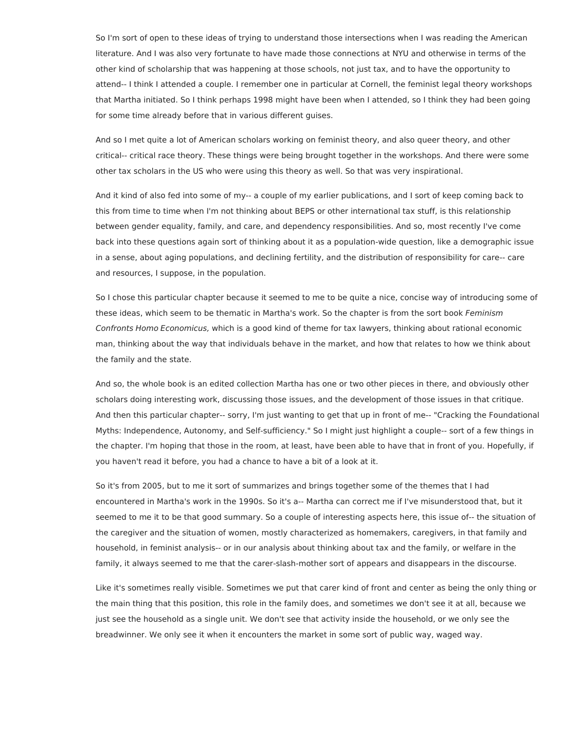So I'm sort of open to these ideas of trying to understand those intersections when I was reading the American literature. And I was also very fortunate to have made those connections at NYU and otherwise in terms of the other kind of scholarship that was happening at those schools, not just tax, and to have the opportunity to attend-- I think I attended a couple. I remember one in particular at Cornell, the feminist legal theory workshops that Martha initiated. So I think perhaps 1998 might have been when I attended, so I think they had been going for some time already before that in various different guises.

And so I met quite a lot of American scholars working on feminist theory, and also queer theory, and other critical-- critical race theory. These things were being brought together in the workshops. And there were some other tax scholars in the US who were using this theory as well. So that was very inspirational.

And it kind of also fed into some of my-- a couple of my earlier publications, and I sort of keep coming back to this from time to time when I'm not thinking about BEPS or other international tax stuff, is this relationship between gender equality, family, and care, and dependency responsibilities. And so, most recently I've come back into these questions again sort of thinking about it as a population-wide question, like a demographic issue in a sense, about aging populations, and declining fertility, and the distribution of responsibility for care-- care and resources, I suppose, in the population.

So I chose this particular chapter because it seemed to me to be quite a nice, concise way of introducing some of these ideas, which seem to be thematic in Martha's work. So the chapter is from the sort book *Feminism Confronts Homo Economicus,* which is a good kind of theme for tax lawyers, thinking about rational economic man, thinking about the way that individuals behave in the market, and how that relates to how we think about the family and the state.

And so, the whole book is an edited collection Martha has one or two other pieces in there, and obviously other scholars doing interesting work, discussing those issues, and the development of those issues in that critique. And then this particular chapter-- sorry, I'm just wanting to get that up in front of me-- "Cracking the Foundational Myths: Independence, Autonomy, and Self-sufficiency." So I might just highlight a couple-- sort of a few things in the chapter. I'm hoping that those in the room, at least, have been able to have that in front of you. Hopefully, if you haven't read it before, you had a chance to have a bit of a look at it.

So it's from 2005, but to me it sort of summarizes and brings together some of the themes that I had encountered in Martha's work in the 1990s. So it's a-- Martha can correct me if I've misunderstood that, but it seemed to me it to be that good summary. So a couple of interesting aspects here, this issue of-- the situation of the caregiver and the situation of women, mostly characterized as homemakers, caregivers, in that family and household, in feminist analysis-- or in our analysis about thinking about tax and the family, or welfare in the family, it always seemed to me that the carer-slash-mother sort of appears and disappears in the discourse.

Like it's sometimes really visible. Sometimes we put that carer kind of front and center as being the only thing or the main thing that this position, this role in the family does, and sometimes we don't see it at all, because we just see the household as a single unit. We don't see that activity inside the household, or we only see the breadwinner. We only see it when it encounters the market in some sort of public way, waged way.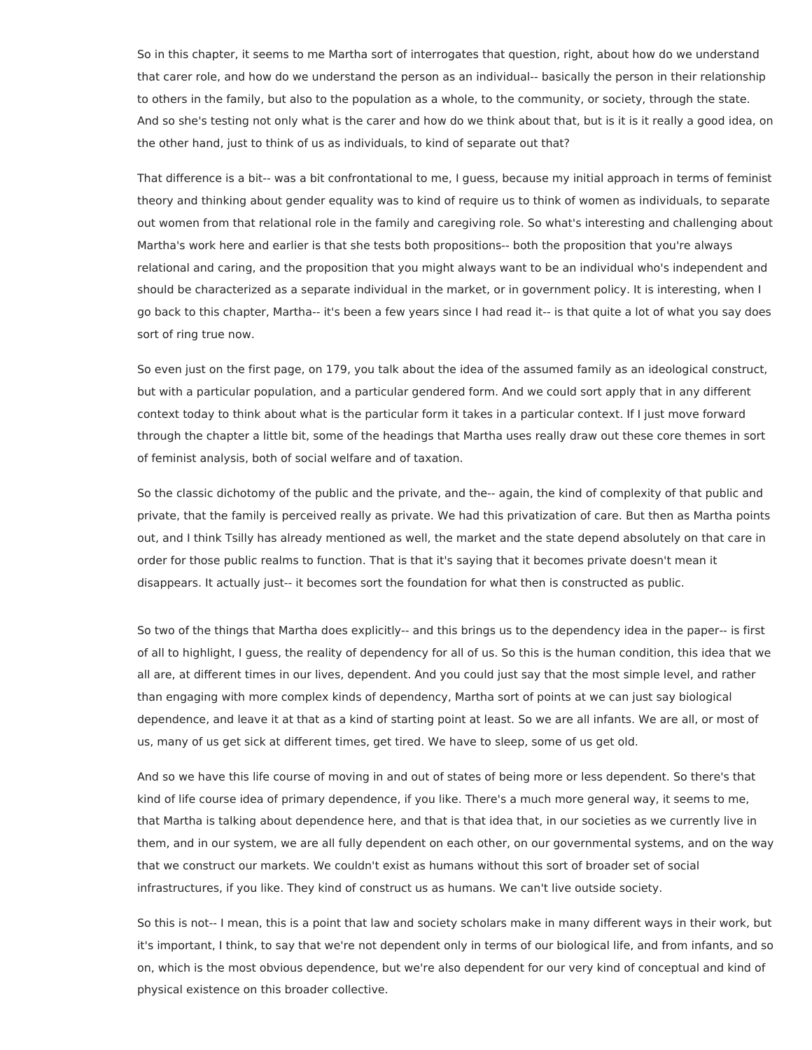So in this chapter, it seems to me Martha sort of interrogates that question, right, about how do we understand that carer role, and how do we understand the person as an individual-- basically the person in their relationship to others in the family, but also to the population as a whole, to the community, or society, through the state. And so she's testing not only what is the carer and how do we think about that, but is it is it really a good idea, on the other hand, just to think of us as individuals, to kind of separate out that?

That difference is a bit-- was a bit confrontational to me, I guess, because my initial approach in terms of feminist theory and thinking about gender equality was to kind of require us to think of women as individuals, to separate out women from that relational role in the family and caregiving role. So what's interesting and challenging about Martha's work here and earlier is that she tests both propositions-- both the proposition that you're always relational and caring, and the proposition that you might always want to be an individual who's independent and should be characterized as a separate individual in the market, or in government policy. It is interesting, when I go back to this chapter, Martha-- it's been a few years since I had read it-- is that quite a lot of what you say does sort of ring true now.

So even just on the first page, on 179, you talk about the idea of the assumed family as an ideological construct, but with a particular population, and a particular gendered form. And we could sort apply that in any different context today to think about what is the particular form it takes in a particular context. If I just move forward through the chapter a little bit, some of the headings that Martha uses really draw out these core themes in sort of feminist analysis, both of social welfare and of taxation.

So the classic dichotomy of the public and the private, and the-- again, the kind of complexity of that public and private, that the family is perceived really as private. We had this privatization of care. But then as Martha points out, and I think Tsilly has already mentioned as well, the market and the state depend absolutely on that care in order for those public realms to function. That is that it's saying that it becomes private doesn't mean it disappears. It actually just-- it becomes sort the foundation for what then is constructed as public.

So two of the things that Martha does explicitly-- and this brings us to the dependency idea in the paper-- is first of all to highlight, I guess, the reality of dependency for all of us. So this is the human condition, this idea that we all are, at different times in our lives, dependent. And you could just say that the most simple level, and rather than engaging with more complex kinds of dependency, Martha sort of points at we can just say biological dependence, and leave it at that as a kind of starting point at least. So we are all infants. We are all, or most of us, many of us get sick at different times, get tired. We have to sleep, some of us get old.

And so we have this life course of moving in and out of states of being more or less dependent. So there's that kind of life course idea of primary dependence, if you like. There's a much more general way, it seems to me, that Martha is talking about dependence here, and that is that idea that, in our societies as we currently live in them, and in our system, we are all fully dependent on each other, on our governmental systems, and on the way that we construct our markets. We couldn't exist as humans without this sort of broader set of social infrastructures, if you like. They kind of construct us as humans. We can't live outside society.

So this is not-- I mean, this is a point that law and society scholars make in many different ways in their work, but it's important, I think, to say that we're not dependent only in terms of our biological life, and from infants, and so on, which is the most obvious dependence, but we're also dependent for our very kind of conceptual and kind of physical existence on this broader collective.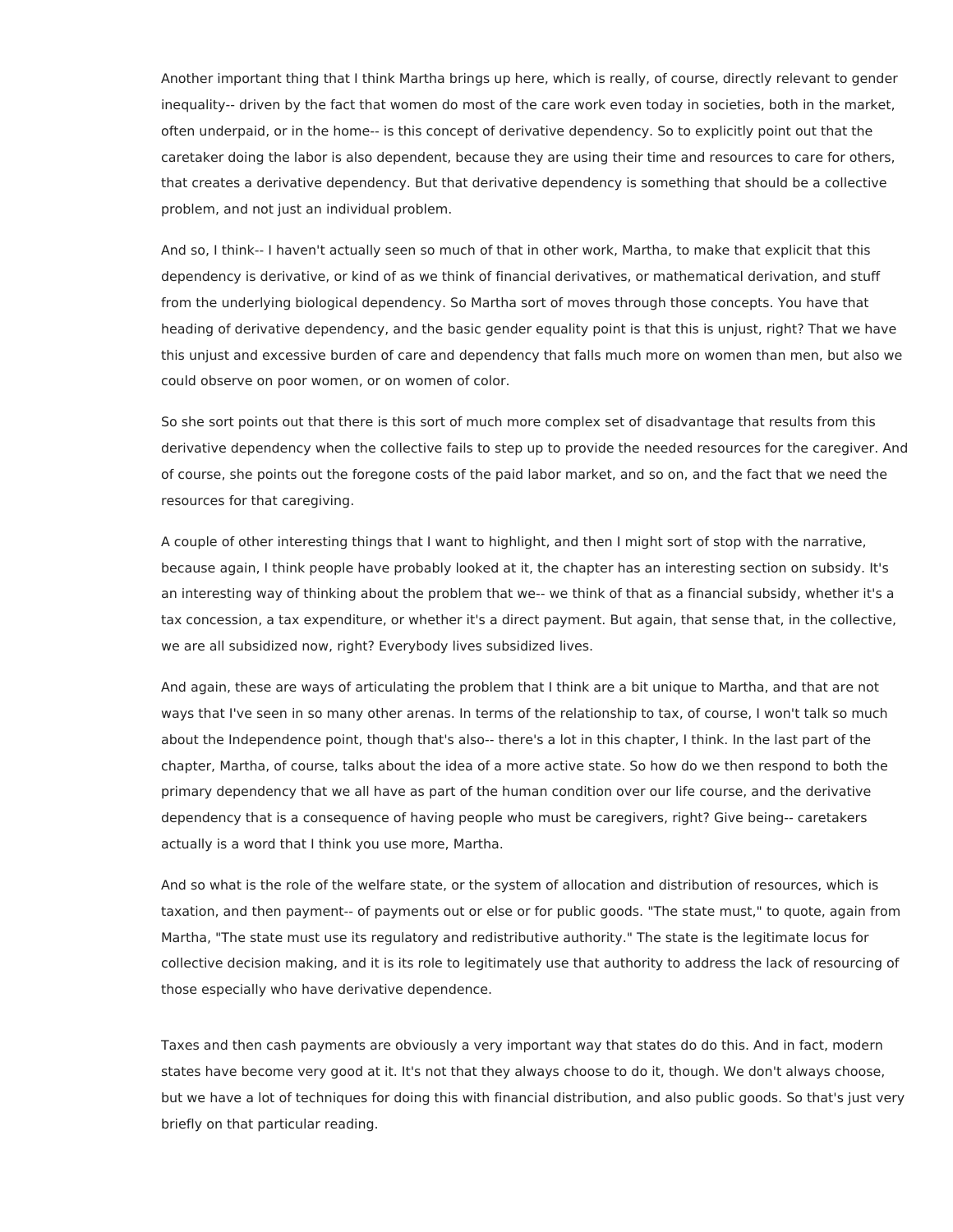Another important thing that I think Martha brings up here, which is really, of course, directly relevant to gender inequality-- driven by the fact that women do most of the care work even today in societies, both in the market, often underpaid, or in the home-- is this concept of derivative dependency. So to explicitly point out that the caretaker doing the labor is also dependent, because they are using their time and resources to care for others, that creates a derivative dependency. But that derivative dependency is something that should be a collective problem, and not just an individual problem.

And so, I think-- I haven't actually seen so much of that in other work, Martha, to make that explicit that this dependency is derivative, or kind of as we think of financial derivatives, or mathematical derivation, and stuff from the underlying biological dependency. So Martha sort of moves through those concepts. You have that heading of derivative dependency, and the basic gender equality point is that this is unjust, right? That we have this unjust and excessive burden of care and dependency that falls much more on women than men, but also we could observe on poor women, or on women of color.

So she sort points out that there is this sort of much more complex set of disadvantage that results from this derivative dependency when the collective fails to step up to provide the needed resources for the caregiver. And of course, she points out the foregone costs of the paid labor market, and so on, and the fact that we need the resources for that caregiving.

A couple of other interesting things that I want to highlight, and then I might sort of stop with the narrative, because again, I think people have probably looked at it, the chapter has an interesting section on subsidy. It's an interesting way of thinking about the problem that we-- we think of that as a financial subsidy, whether it's a tax concession, a tax expenditure, or whether it's a direct payment. But again, that sense that, in the collective, we are all subsidized now, right? Everybody lives subsidized lives.

And again, these are ways of articulating the problem that I think are a bit unique to Martha, and that are not ways that I've seen in so many other arenas. In terms of the relationship to tax, of course, I won't talk so much about the Independence point, though that's also-- there's a lot in this chapter, I think. In the last part of the chapter, Martha, of course, talks about the idea of a more active state. So how do we then respond to both the primary dependency that we all have as part of the human condition over our life course, and the derivative dependency that is a consequence of having people who must be caregivers, right? Give being-- caretakers actually is a word that I think you use more, Martha.

And so what is the role of the welfare state, or the system of allocation and distribution of resources, which is taxation, and then payment-- of payments out or else or for public goods. "The state must," to quote, again from Martha, "The state must use its regulatory and redistributive authority." The state is the legitimate locus for collective decision making, and it is its role to legitimately use that authority to address the lack of resourcing of those especially who have derivative dependence.

Taxes and then cash payments are obviously a very important way that states do do this. And in fact, modern states have become very good at it. It's not that they always choose to do it, though. We don't always choose, but we have a lot of techniques for doing this with financial distribution, and also public goods. So that's just very briefly on that particular reading.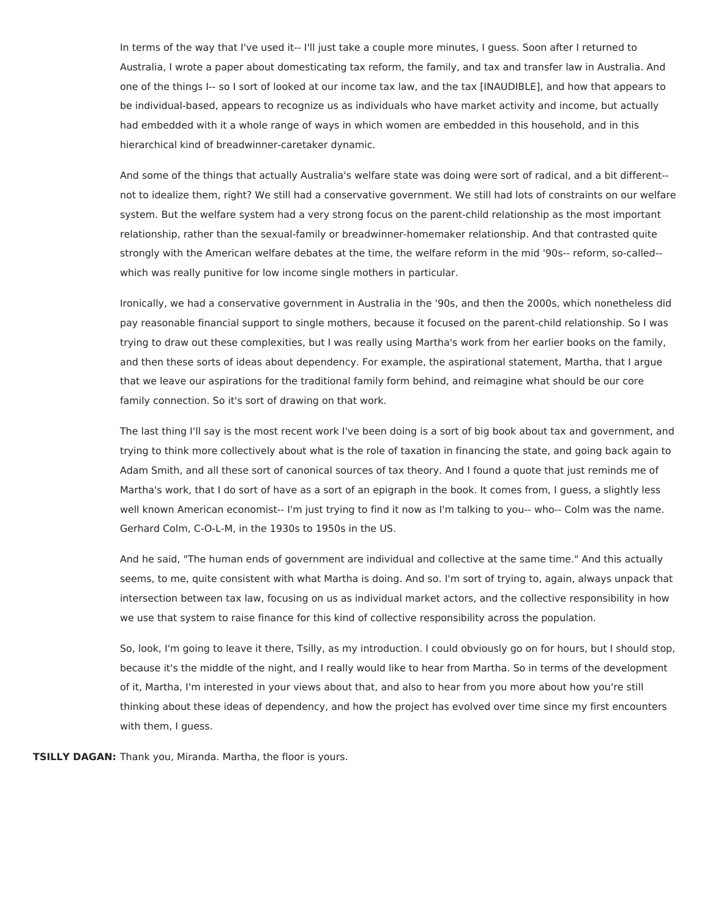In terms of the way that I've used it-- I'll just take a couple more minutes, I guess. Soon after I returned to Australia, I wrote a paper about domesticating tax reform, the family, and tax and transfer law in Australia. And one of the things I-- so I sort of looked at our income tax law, and the tax [INAUDIBLE], and how that appears to be individual-based, appears to recognize us as individuals who have market activity and income, but actually had embedded with it a whole range of ways in which women are embedded in this household, and in this hierarchical kind of breadwinner-caretaker dynamic.

And some of the things that actually Australia's welfare state was doing were sort of radical, and a bit different-- not to idealize them, right? We still had a conservative government. We still had lots of constraints on our welfare system. But the welfare system had a very strong focus on the parent-child relationship as the most important relationship, rather than the sexual-family or breadwinner-homemaker relationship. And that contrasted quite strongly with the American welfare debates at the time, the welfare reform in the mid '90s-- reform, so-called-- which was really punitive for low income single mothers in particular.

Ironically, we had a conservative government in Australia in the '90s, and then the 2000s, which nonetheless did pay reasonable financial support to single mothers, because it focused on the parent-child relationship. So I was trying to draw out these complexities, but I was really using Martha's work from her earlier books on the family, and then these sorts of ideas about dependency. For example, the aspirational statement, Martha, that I argue that we leave our aspirations for the traditional family form behind, and reimagine what should be our core family connection. So it's sort of drawing on that work.

The last thing I'll say is the most recent work I've been doing is a sort of big book about tax and government, and trying to think more collectively about what is the role of taxation in financing the state, and going back again to Adam Smith, and all these sort of canonical sources of tax theory. And I found a quote that just reminds me of Martha's work, that I do sort of have as a sort of an epigraph in the book. It comes from, I guess, a slightly less well known American economist-- I'm just trying to find it now as I'm talking to you-- who-- Colm was the name. Gerhard Colm, C-O-L-M, in the 1930s to 1950s in the US.

And he said, "The human ends of government are individual and collective at the same time." And this actually seems, to me, quite consistent with what Martha is doing. And so. I'm sort of trying to, again, always unpack that intersection between tax law, focusing on us as individual market actors, and the collective responsibility in how we use that system to raise finance for this kind of collective responsibility across the population.

So, look, I'm going to leave it there, Tsilly, as my introduction. I could obviously go on for hours, but I should stop, because it's the middle of the night, and I really would like to hear from Martha. So in terms of the development of it, Martha, I'm interested in your views about that, and also to hear from you more about how you're still thinking about these ideas of dependency, and how the project has evolved over time since my first encounters with them, I guess.

**TSILLY DAGAN:** Thank you, Miranda. Martha, the floor is yours.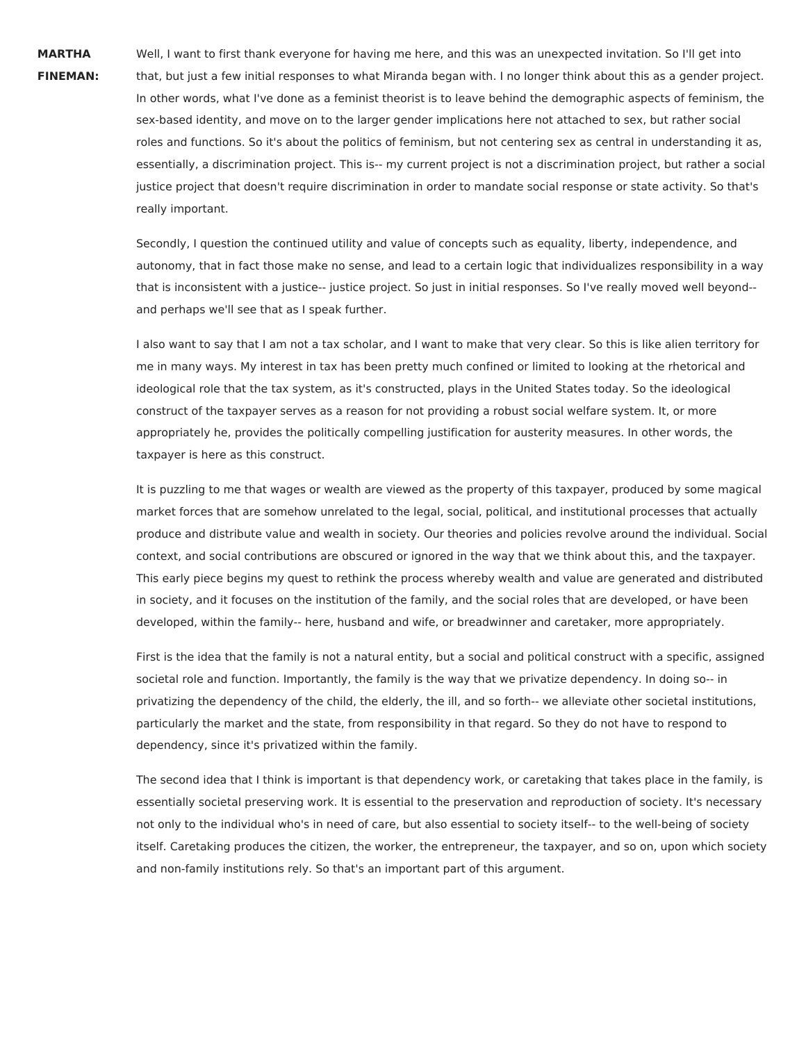**MARTHA FINEMAN:** Well, I want to first thank everyone for having me here, and this was an unexpected invitation. So I'll get into that, but just a few initial responses to what Miranda began with. I no longer think about this as a gender project. In other words, what I've done as a feminist theorist is to leave behind the demographic aspects of feminism, the sex-based identity, and move on to the larger gender implications here not attached to sex, but rather social roles and functions. So it's about the politics of feminism, but not centering sex as central in understanding it as, essentially, a discrimination project. This is-- my current project is not a discrimination project, but rather a social justice project that doesn't require discrimination in order to mandate social response or state activity. So that's really important.

Secondly, I question the continued utility and value of concepts such as equality, liberty, independence, and autonomy, that in fact those make no sense, and lead to a certain logic that individualizes responsibility in a way that is inconsistent with a justice-- justice project. So just in initial responses. So I've really moved well beyond-- and perhaps we'll see that as I speak further.

I also want to say that I am not a tax scholar, and I want to make that very clear. So this is like alien territory for me in many ways. My interest in tax has been pretty much confined or limited to looking at the rhetorical and ideological role that the tax system, as it's constructed, plays in the United States today. So the ideological construct of the taxpayer serves as a reason for not providing a robust social welfare system. It, or more appropriately he, provides the politically compelling justification for austerity measures. In other words, the taxpayer is here as this construct.

It is puzzling to me that wages or wealth are viewed as the property of this taxpayer, produced by some magical market forces that are somehow unrelated to the legal, social, political, and institutional processes that actually produce and distribute value and wealth in society. Our theories and policies revolve around the individual. Social context, and social contributions are obscured or ignored in the way that we think about this, and the taxpayer. This early piece begins my quest to rethink the process whereby wealth and value are generated and distributed in society, and it focuses on the institution of the family, and the social roles that are developed, or have been developed, within the family-- here, husband and wife, or breadwinner and caretaker, more appropriately.

First is the idea that the family is not a natural entity, but a social and political construct with a specific, assigned societal role and function. Importantly, the family is the way that we privatize dependency. In doing so-- in privatizing the dependency of the child, the elderly, the ill, and so forth-- we alleviate other societal institutions, particularly the market and the state, from responsibility in that regard. So they do not have to respond to dependency, since it's privatized within the family.

The second idea that I think is important is that dependency work, or caretaking that takes place in the family, is essentially societal preserving work. It is essential to the preservation and reproduction of society. It's necessary not only to the individual who's in need of care, but also essential to society itself-- to the well-being of society itself. Caretaking produces the citizen, the worker, the entrepreneur, the taxpayer, and so on, upon which society and non-family institutions rely. So that's an important part of this argument.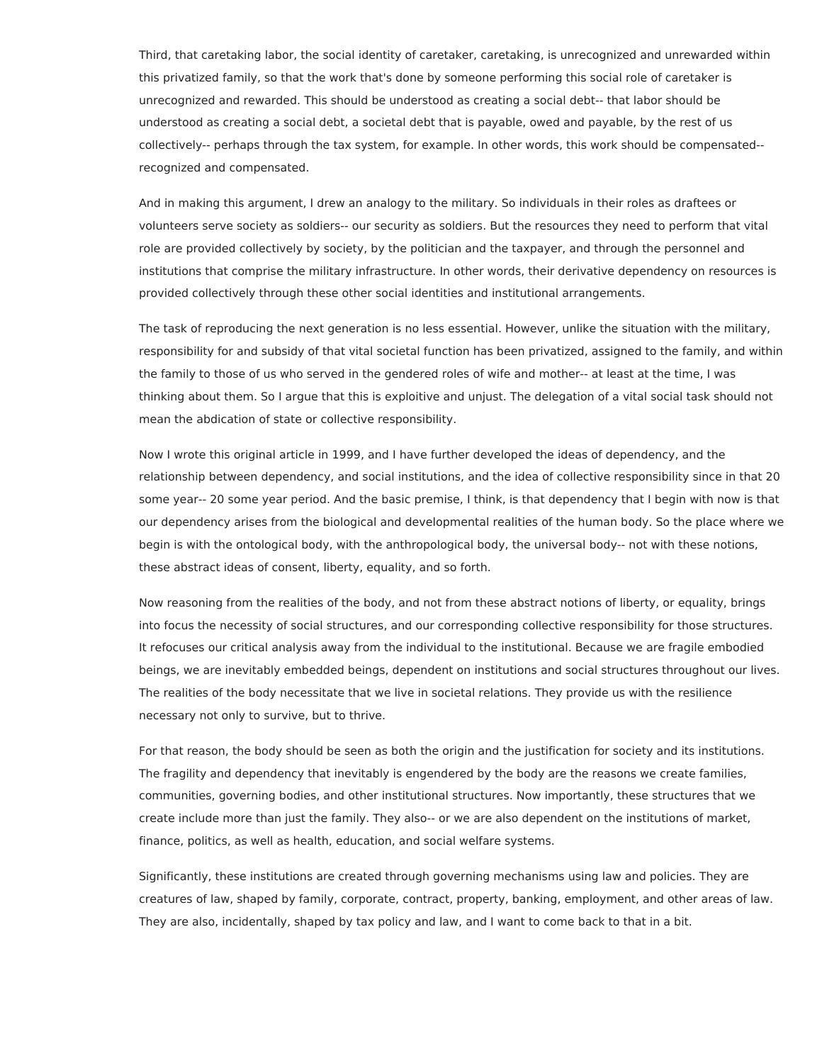Third, that caretaking labor, the social identity of caretaker, caretaking, is unrecognized and unrewarded within this privatized family, so that the work that's done by someone performing this social role of caretaker is unrecognized and rewarded. This should be understood as creating a social debt-- that labor should be understood as creating a social debt, a societal debt that is payable, owed and payable, by the rest of us collectively-- perhaps through the tax system, for example. In other words, this work should be compensated-- recognized and compensated.

And in making this argument, I drew an analogy to the military. So individuals in their roles as draftees or volunteers serve society as soldiers-- our security as soldiers. But the resources they need to perform that vital role are provided collectively by society, by the politician and the taxpayer, and through the personnel and institutions that comprise the military infrastructure. In other words, their derivative dependency on resources is provided collectively through these other social identities and institutional arrangements.

The task of reproducing the next generation is no less essential. However, unlike the situation with the military, responsibility for and subsidy of that vital societal function has been privatized, assigned to the family, and within the family to those of us who served in the gendered roles of wife and mother-- at least at the time, I was thinking about them. So I argue that this is exploitive and unjust. The delegation of a vital social task should not mean the abdication of state or collective responsibility.

Now I wrote this original article in 1999, and I have further developed the ideas of dependency, and the relationship between dependency, and social institutions, and the idea of collective responsibility since in that 20 some year-- 20 some year period. And the basic premise, I think, is that dependency that I begin with now is that our dependency arises from the biological and developmental realities of the human body. So the place where we begin is with the ontological body, with the anthropological body, the universal body-- not with these notions, these abstract ideas of consent, liberty, equality, and so forth.

Now reasoning from the realities of the body, and not from these abstract notions of liberty, or equality, brings into focus the necessity of social structures, and our corresponding collective responsibility for those structures. It refocuses our critical analysis away from the individual to the institutional. Because we are fragile embodied beings, we are inevitably embedded beings, dependent on institutions and social structures throughout our lives. The realities of the body necessitate that we live in societal relations. They provide us with the resilience necessary not only to survive, but to thrive.

For that reason, the body should be seen as both the origin and the justification for society and its institutions. The fragility and dependency that inevitably is engendered by the body are the reasons we create families, communities, governing bodies, and other institutional structures. Now importantly, these structures that we create include more than just the family. They also-- or we are also dependent on the institutions of market, finance, politics, as well as health, education, and social welfare systems.

Significantly, these institutions are created through governing mechanisms using law and policies. They are creatures of law, shaped by family, corporate, contract, property, banking, employment, and other areas of law. They are also, incidentally, shaped by tax policy and law, and I want to come back to that in a bit.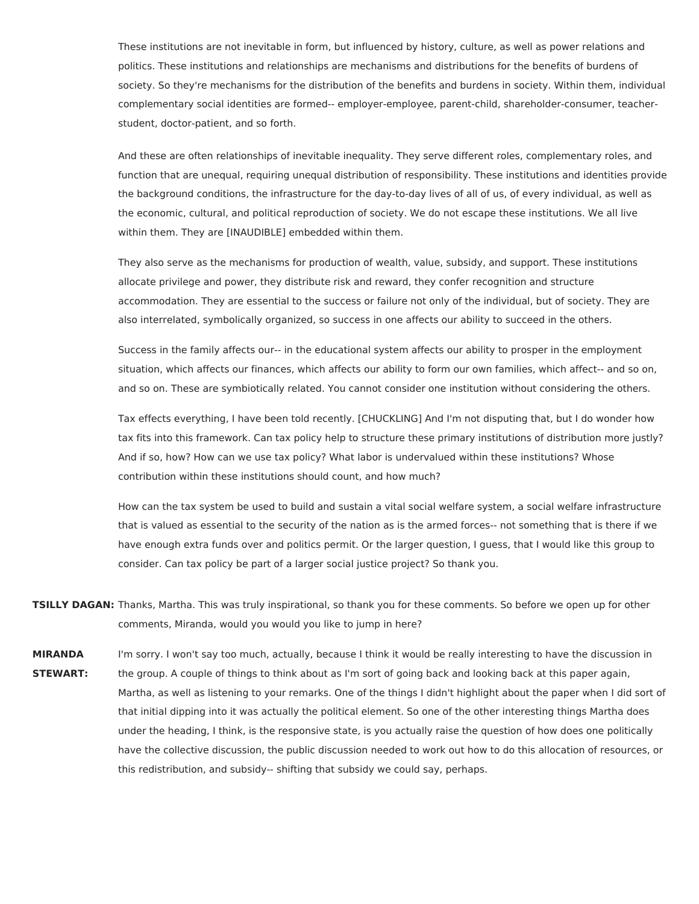These institutions are not inevitable in form, but influenced by history, culture, as well as power relations and politics. These institutions and relationships are mechanisms and distributions for the benefits of burdens of society. So they're mechanisms for the distribution of the benefits and burdens in society. Within them, individual complementary social identities are formed-- employer-employee, parent-child, shareholder-consumer, teacher-student, doctor-patient, and so forth.

And these are often relationships of inevitable inequality. They serve different roles, complementary roles, and function that are unequal, requiring unequal distribution of responsibility. These institutions and identities provide the background conditions, the infrastructure for the day-to-day lives of all of us, of every individual, as well as the economic, cultural, and political reproduction of society. We do not escape these institutions. We all live within them. They are [INAUDIBLE] embedded within them.

They also serve as the mechanisms for production of wealth, value, subsidy, and support. These institutions allocate privilege and power, they distribute risk and reward, they confer recognition and structure accommodation. They are essential to the success or failure not only of the individual, but of society. They are also interrelated, symbolically organized, so success in one affects our ability to succeed in the others.

Success in the family affects our-- in the educational system affects our ability to prosper in the employment situation, which affects our finances, which affects our ability to form our own families, which affect-- and so on, and so on. These are symbiotically related. You cannot consider one institution without considering the others.

Tax effects everything, I have been told recently. [CHUCKLING] And I'm not disputing that, but I do wonder how tax fits into this framework. Can tax policy help to structure these primary institutions of distribution more justly? And if so, how? How can we use tax policy? What labor is undervalued within these institutions? Whose contribution within these institutions should count, and how much?

How can the tax system be used to build and sustain a vital social welfare system, a social welfare infrastructure that is valued as essential to the security of the nation as is the armed forces-- not something that is there if we have enough extra funds over and politics permit. Or the larger question, I guess, that I would like this group to consider. Can tax policy be part of a larger social justice project? So thank you.

**TSILLY DAGAN:** Thanks, Martha. This was truly inspirational, so thank you for these comments. So before we open up for other comments, Miranda, would you would you like to jump in here?

**MIRANDA STEWART:** I'm sorry. I won't say too much, actually, because I think it would be really interesting to have the discussion in the group. A couple of things to think about as I'm sort of going back and looking back at this paper again, Martha, as well as listening to your remarks. One of the things I didn't highlight about the paper when I did sort of that initial dipping into it was actually the political element. So one of the other interesting things Martha does under the heading, I think, is the responsive state, is you actually raise the question of how does one politically have the collective discussion, the public discussion needed to work out how to do this allocation of resources, or this redistribution, and subsidy-- shifting that subsidy we could say, perhaps.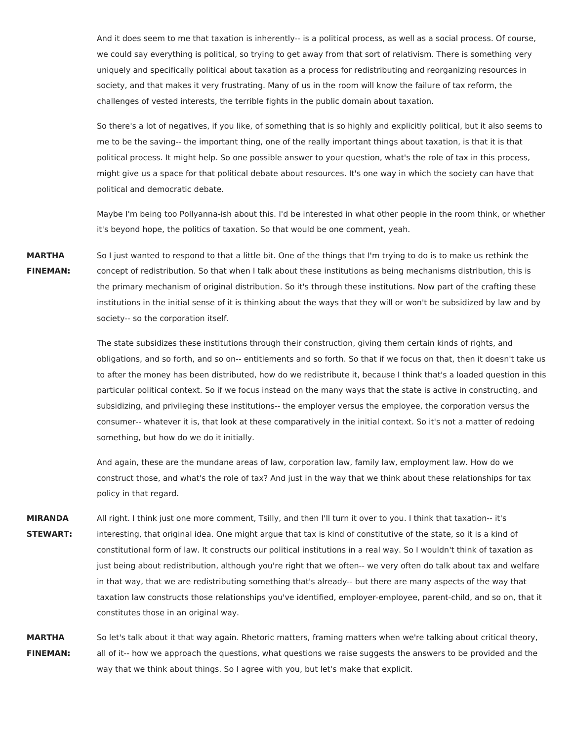And it does seem to me that taxation is inherently-- is a political process, as well as a social process. Of course, we could say everything is political, so trying to get away from that sort of relativism. There is something very uniquely and specifically political about taxation as a process for redistributing and reorganizing resources in society, and that makes it very frustrating. Many of us in the room will know the failure of tax reform, the challenges of vested interests, the terrible fights in the public domain about taxation.

So there's a lot of negatives, if you like, of something that is so highly and explicitly political, but it also seems to me to be the saving-- the important thing, one of the really important things about taxation, is that it is that political process. It might help. So one possible answer to your question, what's the role of tax in this process, might give us a space for that political debate about resources. It's one way in which the society can have that political and democratic debate.

Maybe I'm being too Pollyanna-ish about this. I'd be interested in what other people in the room think, or whether it's beyond hope, the politics of taxation. So that would be one comment, yeah.

**MARTHA FINEMAN:** So I just wanted to respond to that a little bit. One of the things that I'm trying to do is to make us rethink the concept of redistribution. So that when I talk about these institutions as being mechanisms distribution, this is the primary mechanism of original distribution. So it's through these institutions. Now part of the crafting these institutions in the initial sense of it is thinking about the ways that they will or won't be subsidized by law and by society-- so the corporation itself.

The state subsidizes these institutions through their construction, giving them certain kinds of rights, and obligations, and so forth, and so on-- entitlements and so forth. So that if we focus on that, then it doesn't take us to after the money has been distributed, how do we redistribute it, because I think that's a loaded question in this particular political context. So if we focus instead on the many ways that the state is active in constructing, and subsidizing, and privileging these institutions-- the employer versus the employee, the corporation versus the consumer-- whatever it is, that look at these comparatively in the initial context. So it's not a matter of redoing something, but how do we do it initially.

And again, these are the mundane areas of law, corporation law, family law, employment law. How do we construct those, and what's the role of tax? And just in the way that we think about these relationships for tax policy in that regard.

**MIRANDA STEWART:** All right. I think just one more comment, Tsilly, and then I'll turn it over to you. I think that taxation-- it's interesting, that original idea. One might argue that tax is kind of constitutive of the state, so it is a kind of constitutional form of law. It constructs our political institutions in a real way. So I wouldn't think of taxation as just being about redistribution, although you're right that we often-- we very often do talk about tax and welfare in that way, that we are redistributing something that's already-- but there are many aspects of the way that taxation law constructs those relationships you've identified, employer-employee, parent-child, and so on, that it constitutes those in an original way.

**MARTHA FINEMAN:** So let's talk about it that way again. Rhetoric matters, framing matters when we're talking about critical theory, all of it-- how we approach the questions, what questions we raise suggests the answers to be provided and the way that we think about things. So I agree with you, but let's make that explicit.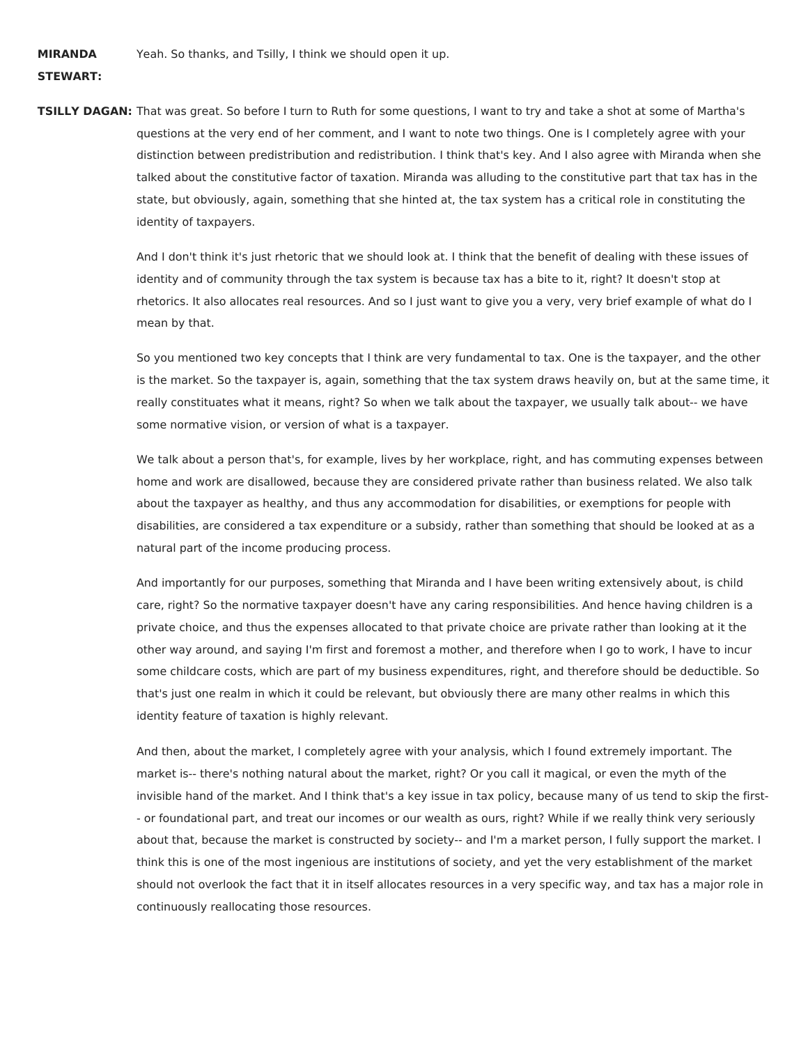**MIRANDA STEWART:** Yeah. So thanks, and Tsilly, I think we should open it up.

**TSILLY DAGAN:** That was great. So before I turn to Ruth for some questions, I want to try and take a shot at some of Martha's questions at the very end of her comment, and I want to note two things. One is I completely agree with your distinction between predistribution and redistribution. I think that's key. And I also agree with Miranda when she talked about the constitutive factor of taxation. Miranda was alluding to the constitutive part that tax has in the state, but obviously, again, something that she hinted at, the tax system has a critical role in constituting the identity of taxpayers.

And I don't think it's just rhetoric that we should look at. I think that the benefit of dealing with these issues of identity and of community through the tax system is because tax has a bite to it, right? It doesn't stop at rhetorics. It also allocates real resources. And so I just want to give you a very, very brief example of what do I mean by that.

So you mentioned two key concepts that I think are very fundamental to tax. One is the taxpayer, and the other is the market. So the taxpayer is, again, something that the tax system draws heavily on, but at the same time, it really constituates what it means, right? So when we talk about the taxpayer, we usually talk about-- we have some normative vision, or version of what is a taxpayer.

We talk about a person that's, for example, lives by her workplace, right, and has commuting expenses between home and work are disallowed, because they are considered private rather than business related. We also talk about the taxpayer as healthy, and thus any accommodation for disabilities, or exemptions for people with disabilities, are considered a tax expenditure or a subsidy, rather than something that should be looked at as a natural part of the income producing process.

And importantly for our purposes, something that Miranda and I have been writing extensively about, is child care, right? So the normative taxpayer doesn't have any caring responsibilities. And hence having children is a private choice, and thus the expenses allocated to that private choice are private rather than looking at it the other way around, and saying I'm first and foremost a mother, and therefore when I go to work, I have to incur some childcare costs, which are part of my business expenditures, right, and therefore should be deductible. So that's just one realm in which it could be relevant, but obviously there are many other realms in which this identity feature of taxation is highly relevant.

And then, about the market, I completely agree with your analysis, which I found extremely important. The market is-- there's nothing natural about the market, right? Or you call it magical, or even the myth of the invisible hand of the market. And I think that's a key issue in tax policy, because many of us tend to skip the first-- or foundational part, and treat our incomes or our wealth as ours, right? While if we really think very seriously about that, because the market is constructed by society-- and I'm a market person, I fully support the market. I think this is one of the most ingenious are institutions of society, and yet the very establishment of the market should not overlook the fact that it in itself allocates resources in a very specific way, and tax has a major role in continuously reallocating those resources.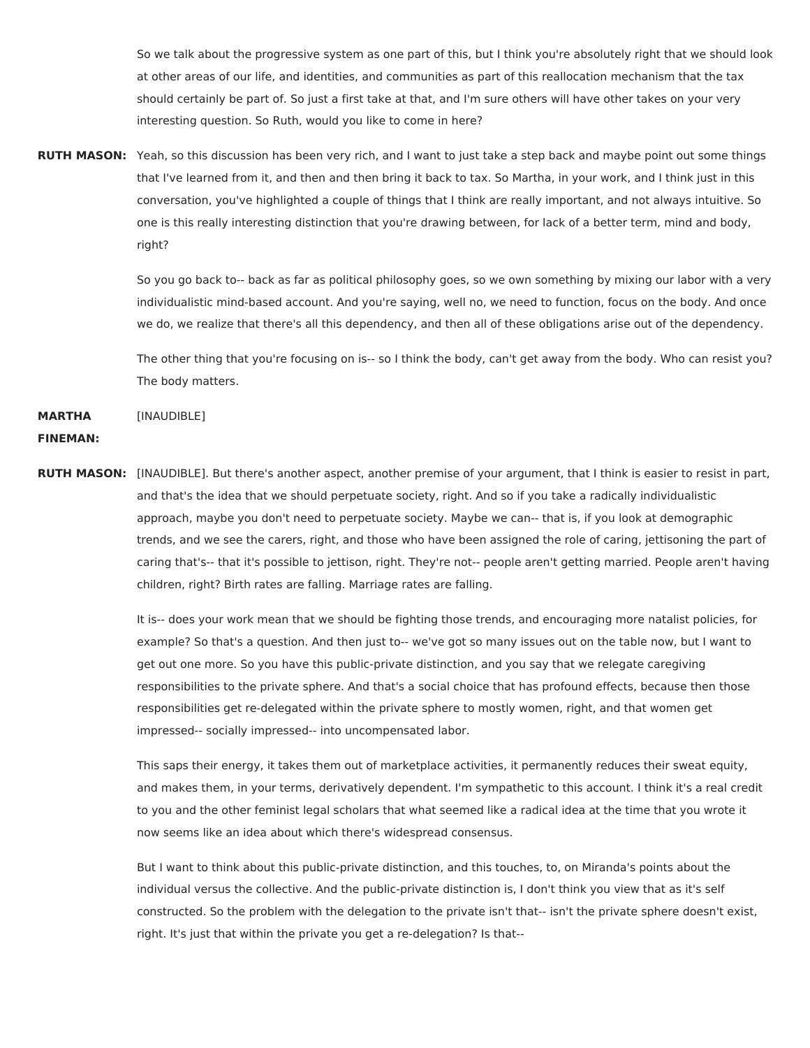So we talk about the progressive system as one part of this, but I think you're absolutely right that we should look at other areas of our life, and identities, and communities as part of this reallocation mechanism that the tax should certainly be part of. So just a first take at that, and I'm sure others will have other takes on your very interesting question. So Ruth, would you like to come in here?

**RUTH MASON:** Yeah, so this discussion has been very rich, and I want to just take a step back and maybe point out some things that I've learned from it, and then and then bring it back to tax. So Martha, in your work, and I think just in this conversation, you've highlighted a couple of things that I think are really important, and not always intuitive. So one is this really interesting distinction that you're drawing between, for lack of a better term, mind and body, right?

So you go back to-- back as far as political philosophy goes, so we own something by mixing our labor with a very individualistic mind-based account. And you're saying, well no, we need to function, focus on the body. And once we do, we realize that there's all this dependency, and then all of these obligations arise out of the dependency.

The other thing that you're focusing on is-- so I think the body, can't get away from the body. Who can resist you? The body matters.

**MARTHA FINEMAN:** [INAUDIBLE]

**RUTH MASON:** [INAUDIBLE]. But there's another aspect, another premise of your argument, that I think is easier to resist in part, and that's the idea that we should perpetuate society, right. And so if you take a radically individualistic approach, maybe you don't need to perpetuate society. Maybe we can-- that is, if you look at demographic trends, and we see the carers, right, and those who have been assigned the role of caring, jettisoning the part of caring that's-- that it's possible to jettison, right. They're not-- people aren't getting married. People aren't having children, right? Birth rates are falling. Marriage rates are falling.

It is-- does your work mean that we should be fighting those trends, and encouraging more natalist policies, for example? So that's a question. And then just to-- we've got so many issues out on the table now, but I want to get out one more. So you have this public-private distinction, and you say that we relegate caregiving responsibilities to the private sphere. And that's a social choice that has profound effects, because then those responsibilities get re-delegated within the private sphere to mostly women, right, and that women get impressed-- socially impressed-- into uncompensated labor.

This saps their energy, it takes them out of marketplace activities, it permanently reduces their sweat equity, and makes them, in your terms, derivatively dependent. I'm sympathetic to this account. I think it's a real credit to you and the other feminist legal scholars that what seemed like a radical idea at the time that you wrote it now seems like an idea about which there's widespread consensus.

But I want to think about this public-private distinction, and this touches, to, on Miranda's points about the individual versus the collective. And the public-private distinction is, I don't think you view that as it's self constructed. So the problem with the delegation to the private isn't that-- isn't the private sphere doesn't exist, right. It's just that within the private you get a re-delegation? Is that--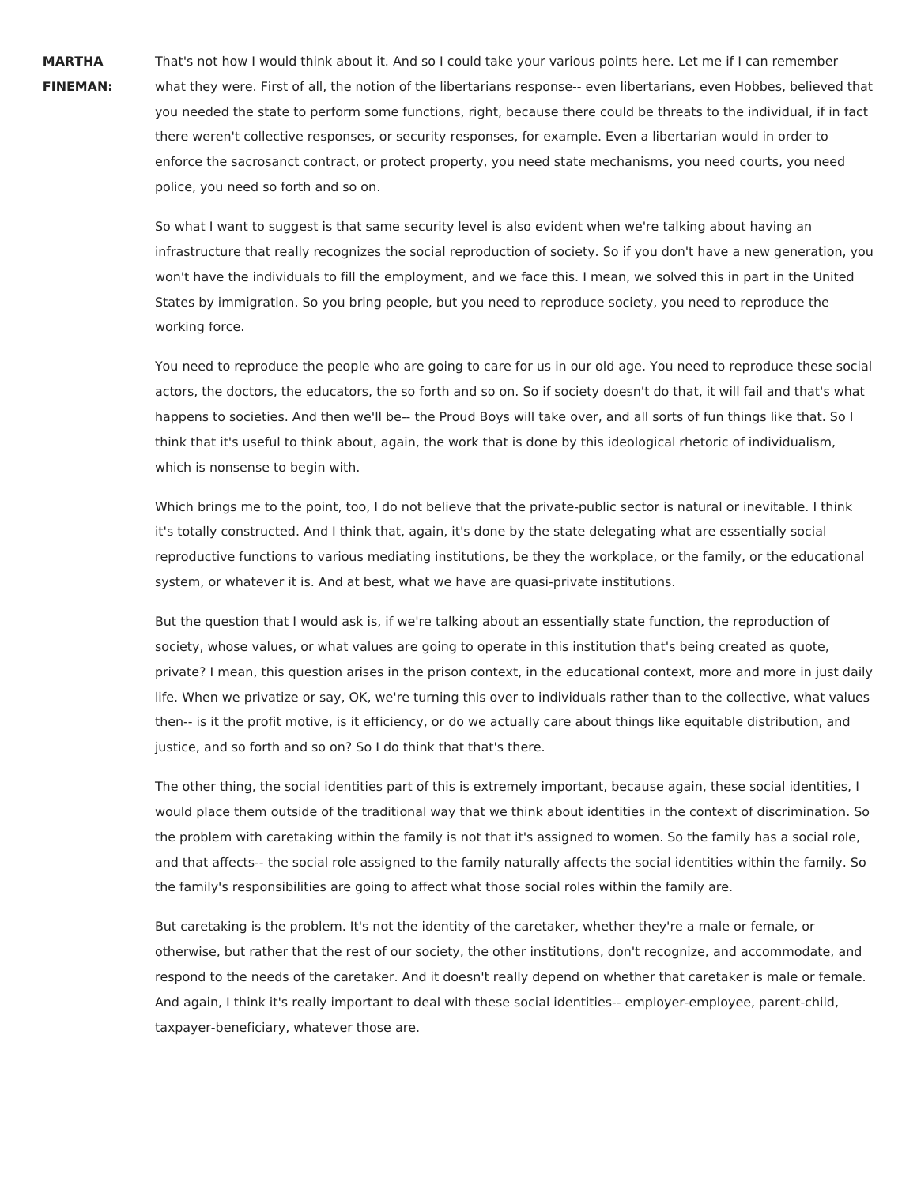**MARTHA FINEMAN:** That's not how I would think about it. And so I could take your various points here. Let me if I can remember what they were. First of all, the notion of the libertarians response-- even libertarians, even Hobbes, believed that you needed the state to perform some functions, right, because there could be threats to the individual, if in fact there weren't collective responses, or security responses, for example. Even a libertarian would in order to enforce the sacrosanct contract, or protect property, you need state mechanisms, you need courts, you need police, you need so forth and so on.

So what I want to suggest is that same security level is also evident when we're talking about having an infrastructure that really recognizes the social reproduction of society. So if you don't have a new generation, you won't have the individuals to fill the employment, and we face this. I mean, we solved this in part in the United States by immigration. So you bring people, but you need to reproduce society, you need to reproduce the working force.

You need to reproduce the people who are going to care for us in our old age. You need to reproduce these social actors, the doctors, the educators, the so forth and so on. So if society doesn't do that, it will fail and that's what happens to societies. And then we'll be-- the Proud Boys will take over, and all sorts of fun things like that. So I think that it's useful to think about, again, the work that is done by this ideological rhetoric of individualism, which is nonsense to begin with.

Which brings me to the point, too, I do not believe that the private-public sector is natural or inevitable. I think it's totally constructed. And I think that, again, it's done by the state delegating what are essentially social reproductive functions to various mediating institutions, be they the workplace, or the family, or the educational system, or whatever it is. And at best, what we have are quasi-private institutions.

But the question that I would ask is, if we're talking about an essentially state function, the reproduction of society, whose values, or what values are going to operate in this institution that's being created as quote, private? I mean, this question arises in the prison context, in the educational context, more and more in just daily life. When we privatize or say, OK, we're turning this over to individuals rather than to the collective, what values then-- is it the profit motive, is it efficiency, or do we actually care about things like equitable distribution, and justice, and so forth and so on? So I do think that that's there.

The other thing, the social identities part of this is extremely important, because again, these social identities, I would place them outside of the traditional way that we think about identities in the context of discrimination. So the problem with caretaking within the family is not that it's assigned to women. So the family has a social role, and that affects-- the social role assigned to the family naturally affects the social identities within the family. So the family's responsibilities are going to affect what those social roles within the family are.

But caretaking is the problem. It's not the identity of the caretaker, whether they're a male or female, or otherwise, but rather that the rest of our society, the other institutions, don't recognize, and accommodate, and respond to the needs of the caretaker. And it doesn't really depend on whether that caretaker is male or female. And again, I think it's really important to deal with these social identities-- employer-employee, parent-child, taxpayer-beneficiary, whatever those are.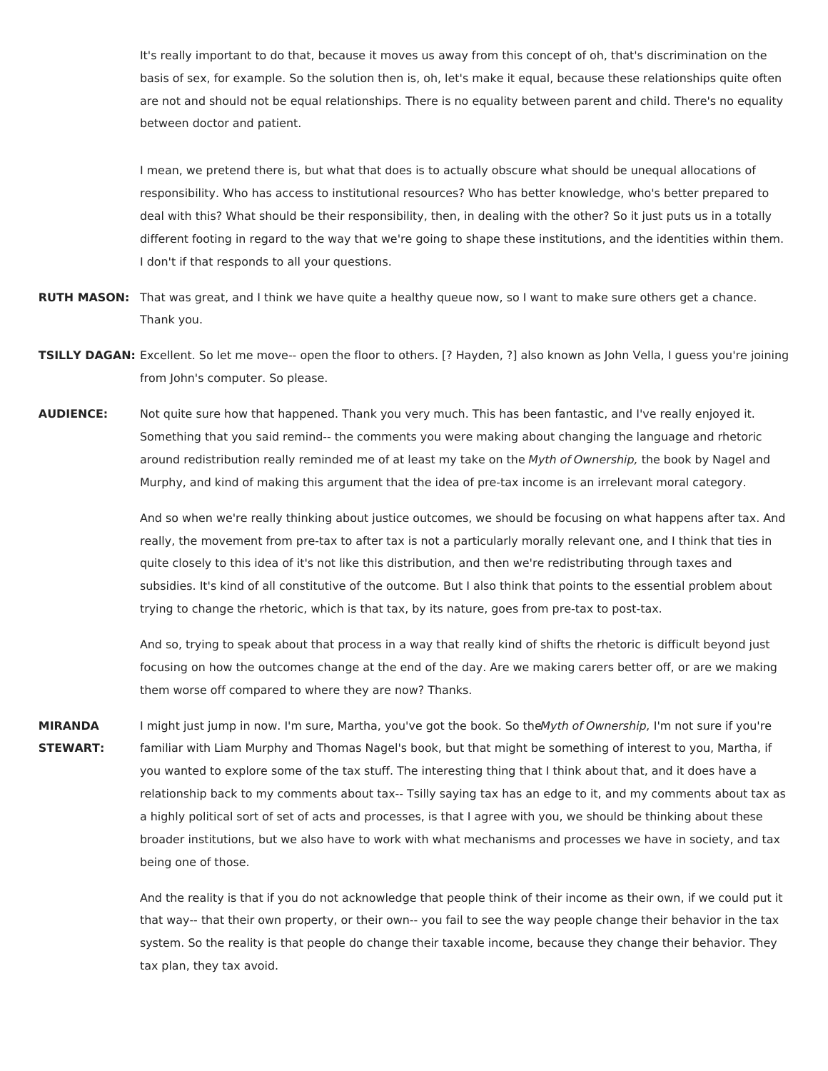It's really important to do that, because it moves us away from this concept of oh, that's discrimination on the basis of sex, for example. So the solution then is, oh, let's make it equal, because these relationships quite often are not and should not be equal relationships. There is no equality between parent and child. There's no equality between doctor and patient.

I mean, we pretend there is, but what that does is to actually obscure what should be unequal allocations of responsibility. Who has access to institutional resources? Who has better knowledge, who's better prepared to deal with this? What should be their responsibility, then, in dealing with the other? So it just puts us in a totally different footing in regard to the way that we're going to shape these institutions, and the identities within them. I don't if that responds to all your questions.

**RUTH MASON:** That was great, and I think we have quite a healthy queue now, so I want to make sure others get a chance. Thank you.

**TSILLY DAGAN:** Excellent. So let me move-- open the floor to others. [? Hayden, ?] also known as John Vella, I guess you're joining from John's computer. So please.

**AUDIENCE:** Not quite sure how that happened. Thank you very much. This has been fantastic, and I've really enjoyed it. Something that you said remind-- the comments you were making about changing the language and rhetoric around redistribution really reminded me of at least my take on the *Myth of Ownership,* the book by Nagel and Murphy, and kind of making this argument that the idea of pre-tax income is an irrelevant moral category.

And so when we're really thinking about justice outcomes, we should be focusing on what happens after tax. And really, the movement from pre-tax to after tax is not a particularly morally relevant one, and I think that ties in quite closely to this idea of it's not like this distribution, and then we're redistributing through taxes and subsidies. It's kind of all constitutive of the outcome. But I also think that points to the essential problem about trying to change the rhetoric, which is that tax, by its nature, goes from pre-tax to post-tax.

And so, trying to speak about that process in a way that really kind of shifts the rhetoric is difficult beyond just focusing on how the outcomes change at the end of the day. Are we making carers better off, or are we making them worse off compared to where they are now? Thanks.

**MIRANDA STEWART:** I might just jump in now. I'm sure, Martha, you've got the book. So the *Myth of Ownership,* I'm not sure if you're familiar with Liam Murphy and Thomas Nagel's book, but that might be something of interest to you, Martha, if you wanted to explore some of the tax stuff. The interesting thing that I think about that, and it does have a relationship back to my comments about tax-- Tsilly saying tax has an edge to it, and my comments about tax as a highly political sort of set of acts and processes, is that I agree with you, we should be thinking about these broader institutions, but we also have to work with what mechanisms and processes we have in society, and tax being one of those.

And the reality is that if you do not acknowledge that people think of their income as their own, if we could put it that way-- that their own property, or their own-- you fail to see the way people change their behavior in the tax system. So the reality is that people do change their taxable income, because they change their behavior. They tax plan, they tax avoid.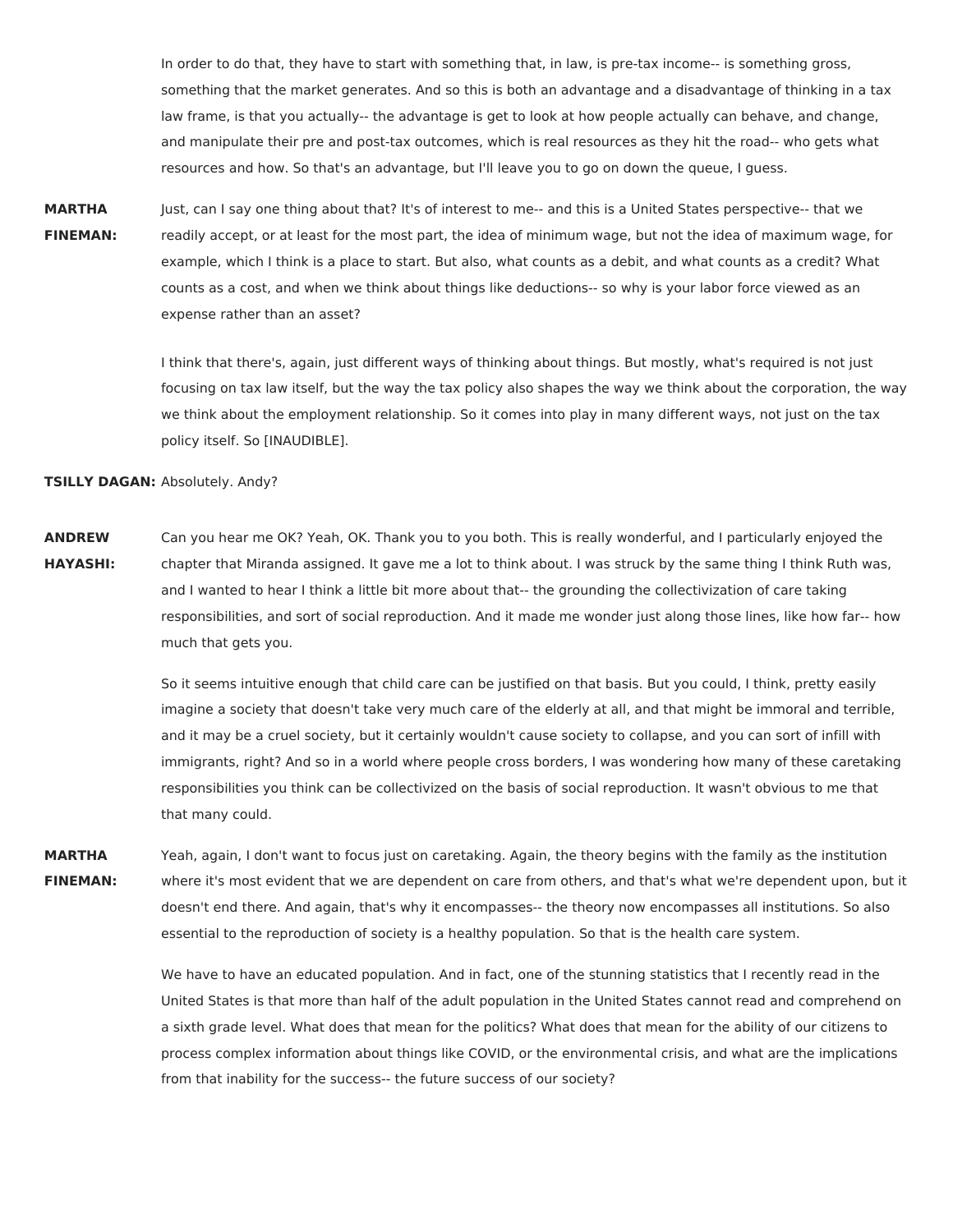In order to do that, they have to start with something that, in law, is pre-tax income-- is something gross, something that the market generates. And so this is both an advantage and a disadvantage of thinking in a tax law frame, is that you actually-- the advantage is get to look at how people actually can behave, and change, and manipulate their pre and post-tax outcomes, which is real resources as they hit the road-- who gets what resources and how. So that's an advantage, but I'll leave you to go on down the queue, I guess.

**MARTHA FINEMAN:** Just, can I say one thing about that? It's of interest to me-- and this is a United States perspective-- that we readily accept, or at least for the most part, the idea of minimum wage, but not the idea of maximum wage, for example, which I think is a place to start. But also, what counts as a debit, and what counts as a credit? What counts as a cost, and when we think about things like deductions-- so why is your labor force viewed as an expense rather than an asset?

I think that there's, again, just different ways of thinking about things. But mostly, what's required is not just focusing on tax law itself, but the way the tax policy also shapes the way we think about the corporation, the way we think about the employment relationship. So it comes into play in many different ways, not just on the tax policy itself. So [INAUDIBLE].

**TSILLY DAGAN:** Absolutely. Andy?

**ANDREW HAYASHI:** Can you hear me OK? Yeah, OK. Thank you to you both. This is really wonderful, and I particularly enjoyed the chapter that Miranda assigned. It gave me a lot to think about. I was struck by the same thing I think Ruth was, and I wanted to hear I think a little bit more about that-- the grounding the collectivization of care taking responsibilities, and sort of social reproduction. And it made me wonder just along those lines, like how far-- how much that gets you.

So it seems intuitive enough that child care can be justified on that basis. But you could, I think, pretty easily imagine a society that doesn't take very much care of the elderly at all, and that might be immoral and terrible, and it may be a cruel society, but it certainly wouldn't cause society to collapse, and you can sort of infill with immigrants, right? And so in a world where people cross borders, I was wondering how many of these caretaking responsibilities you think can be collectivized on the basis of social reproduction. It wasn't obvious to me that that many could.

**MARTHA FINEMAN:** Yeah, again, I don't want to focus just on caretaking. Again, the theory begins with the family as the institution where it's most evident that we are dependent on care from others, and that's what we're dependent upon, but it doesn't end there. And again, that's why it encompasses-- the theory now encompasses all institutions. So also essential to the reproduction of society is a healthy population. So that is the health care system.

We have to have an educated population. And in fact, one of the stunning statistics that I recently read in the United States is that more than half of the adult population in the United States cannot read and comprehend on a sixth grade level. What does that mean for the politics? What does that mean for the ability of our citizens to process complex information about things like COVID, or the environmental crisis, and what are the implications from that inability for the success-- the future success of our society?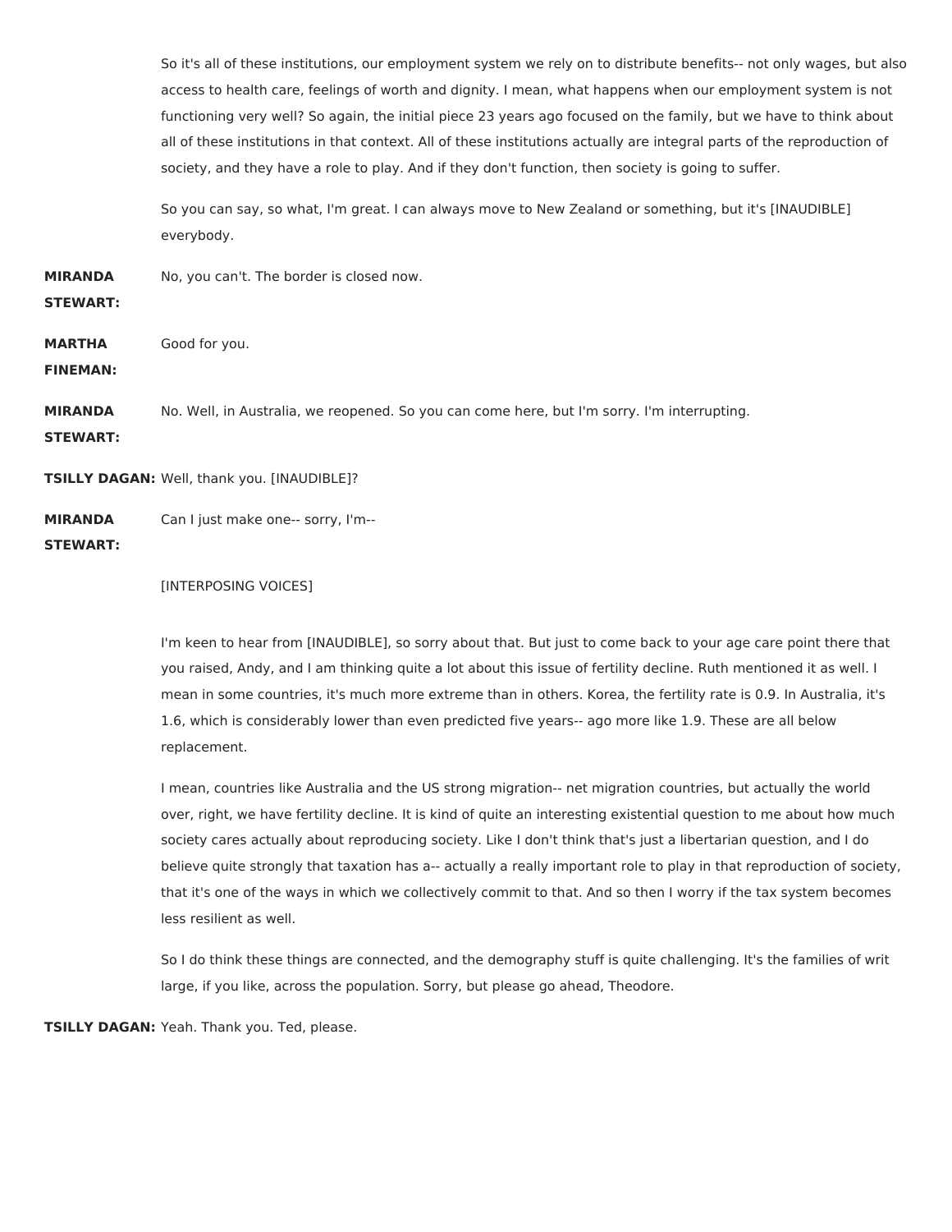So it's all of these institutions, our employment system we rely on to distribute benefits-- not only wages, but also access to health care, feelings of worth and dignity. I mean, what happens when our employment system is not functioning very well? So again, the initial piece 23 years ago focused on the family, but we have to think about all of these institutions in that context. All of these institutions actually are integral parts of the reproduction of society, and they have a role to play. And if they don't function, then society is going to suffer.

So you can say, so what, I'm great. I can always move to New Zealand or something, but it's [INAUDIBLE] everybody.

**MIRANDA STEWART:** No, you can't. The border is closed now.

**MARTHA FINEMAN:** Good for you.

**MIRANDA STEWART:** No. Well, in Australia, we reopened. So you can come here, but I'm sorry. I'm interrupting.

**TSILLY DAGAN:** Well, thank you. [INAUDIBLE]?

**MIRANDA STEWART:** Can I just make one-- sorry, I'm--

[INTERPOSING VOICES]

I'm keen to hear from [INAUDIBLE], so sorry about that. But just to come back to your age care point there that you raised, Andy, and I am thinking quite a lot about this issue of fertility decline. Ruth mentioned it as well. I mean in some countries, it's much more extreme than in others. Korea, the fertility rate is 0.9. In Australia, it's 1.6, which is considerably lower than even predicted five years-- ago more like 1.9. These are all below replacement.

I mean, countries like Australia and the US strong migration-- net migration countries, but actually the world over, right, we have fertility decline. It is kind of quite an interesting existential question to me about how much society cares actually about reproducing society. Like I don't think that's just a libertarian question, and I do believe quite strongly that taxation has a-- actually a really important role to play in that reproduction of society, that it's one of the ways in which we collectively commit to that. And so then I worry if the tax system becomes less resilient as well.

So I do think these things are connected, and the demography stuff is quite challenging. It's the families of writ large, if you like, across the population. Sorry, but please go ahead, Theodore.

**TSILLY DAGAN:** Yeah. Thank you. Ted, please.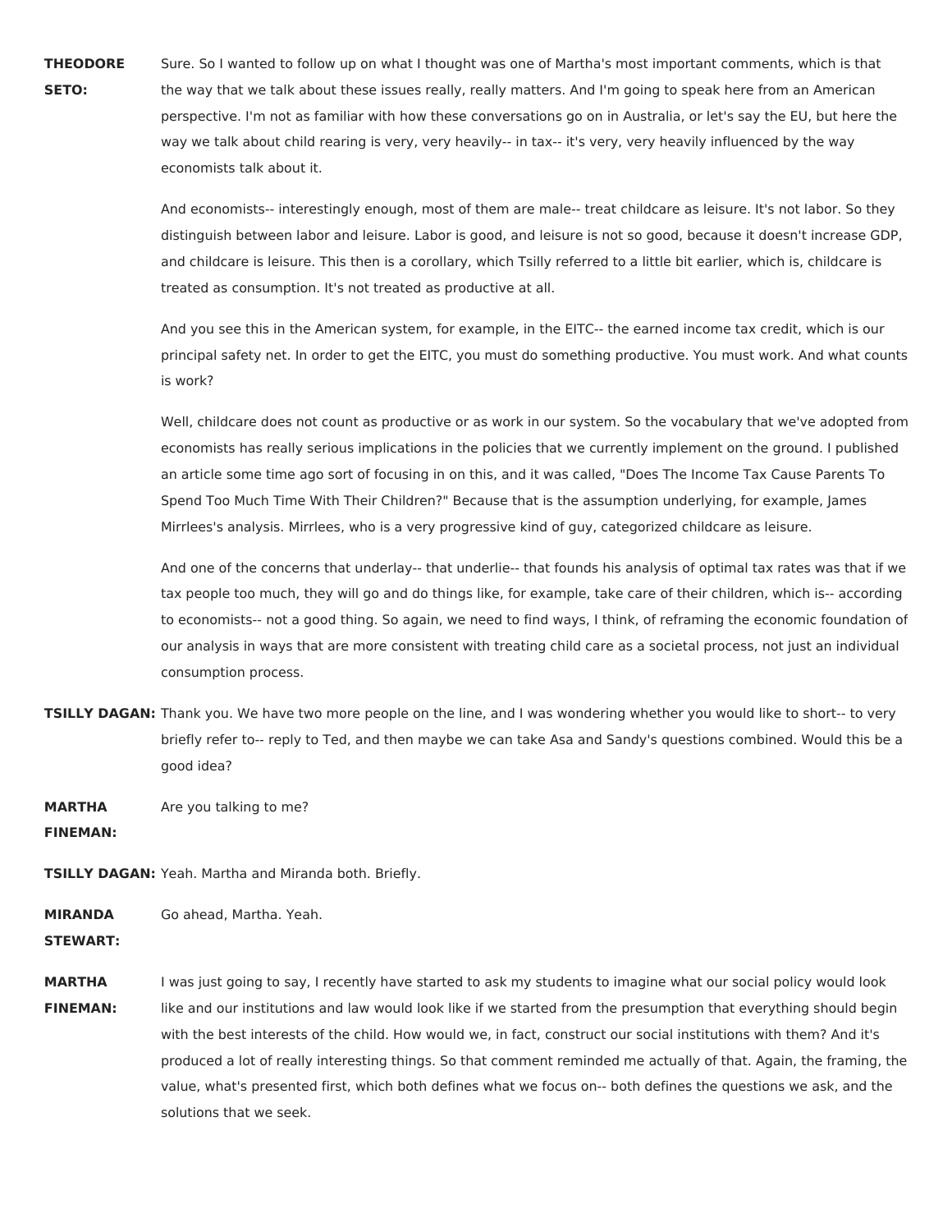**THEODORE SETO:** Sure. So I wanted to follow up on what I thought was one of Martha's most important comments, which is that the way that we talk about these issues really, really matters. And I'm going to speak here from an American perspective. I'm not as familiar with how these conversations go on in Australia, or let's say the EU, but here the way we talk about child rearing is very, very heavily-- in tax-- it's very, very heavily influenced by the way economists talk about it.

And economists-- interestingly enough, most of them are male-- treat childcare as leisure. It's not labor. So they distinguish between labor and leisure. Labor is good, and leisure is not so good, because it doesn't increase GDP, and childcare is leisure. This then is a corollary, which Tsilly referred to a little bit earlier, which is, childcare is treated as consumption. It's not treated as productive at all.

And you see this in the American system, for example, in the EITC-- the earned income tax credit, which is our principal safety net. In order to get the EITC, you must do something productive. You must work. And what counts is work?

Well, childcare does not count as productive or as work in our system. So the vocabulary that we've adopted from economists has really serious implications in the policies that we currently implement on the ground. I published an article some time ago sort of focusing in on this, and it was called, "Does The Income Tax Cause Parents To Spend Too Much Time With Their Children?" Because that is the assumption underlying, for example, James Mirrlees's analysis. Mirrlees, who is a very progressive kind of guy, categorized childcare as leisure.

And one of the concerns that underlay-- that underlie-- that founds his analysis of optimal tax rates was that if we tax people too much, they will go and do things like, for example, take care of their children, which is-- according to economists-- not a good thing. So again, we need to find ways, I think, of reframing the economic foundation of our analysis in ways that are more consistent with treating child care as a societal process, not just an individual consumption process.

**TSILLY DAGAN:** Thank you. We have two more people on the line, and I was wondering whether you would like to short-- to very briefly refer to-- reply to Ted, and then maybe we can take Asa and Sandy's questions combined. Would this be a good idea?

**MARTHA FINEMAN:** Are you talking to me?

**TSILLY DAGAN:** Yeah. Martha and Miranda both. Briefly.

**MIRANDA STEWART:** Go ahead, Martha. Yeah.

**MARTHA FINEMAN:** I was just going to say, I recently have started to ask my students to imagine what our social policy would look like and our institutions and law would look like if we started from the presumption that everything should begin with the best interests of the child. How would we, in fact, construct our social institutions with them? And it's produced a lot of really interesting things. So that comment reminded me actually of that. Again, the framing, the value, what's presented first, which both defines what we focus on-- both defines the questions we ask, and the solutions that we seek.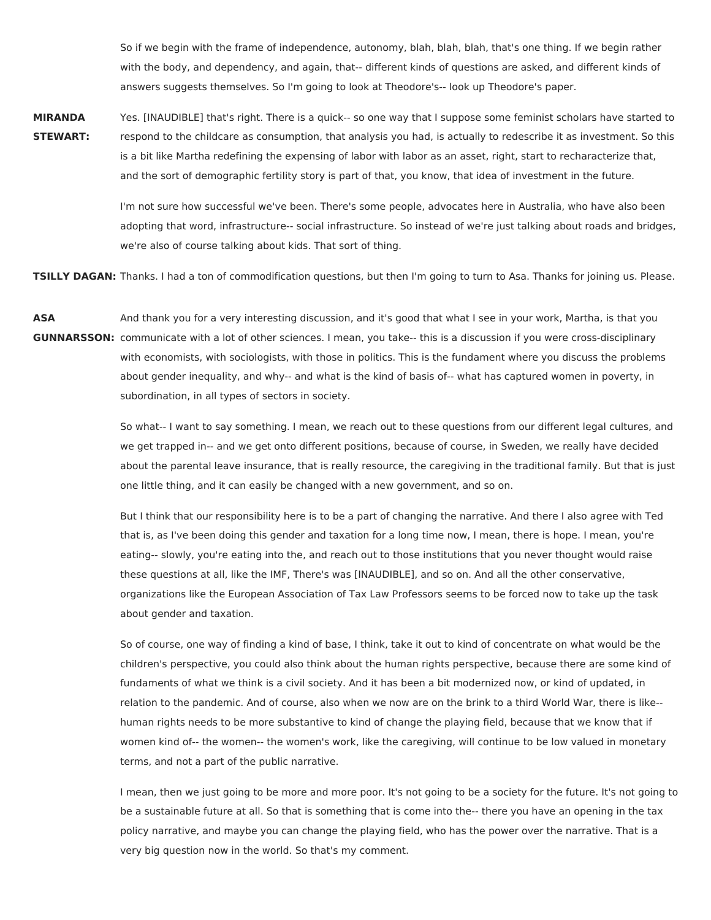So if we begin with the frame of independence, autonomy, blah, blah, blah, that's one thing. If we begin rather with the body, and dependency, and again, that-- different kinds of questions are asked, and different kinds of answers suggests themselves. So I'm going to look at Theodore's-- look up Theodore's paper.

**MIRANDA STEWART:** Yes. [INAUDIBLE] that's right. There is a quick-- so one way that I suppose some feminist scholars have started to respond to the childcare as consumption, that analysis you had, is actually to redescribe it as investment. So this is a bit like Martha redefining the expensing of labor with labor as an asset, right, start to recharacterize that, and the sort of demographic fertility story is part of that, you know, that idea of investment in the future.

I'm not sure how successful we've been. There's some people, advocates here in Australia, who have also been adopting that word, infrastructure-- social infrastructure. So instead of we're just talking about roads and bridges, we're also of course talking about kids. That sort of thing.

**TSILLY DAGAN:** Thanks. I had a ton of commodification questions, but then I'm going to turn to Asa. Thanks for joining us. Please.

**ASA GUNNARSSON:** And thank you for a very interesting discussion, and it's good that what I see in your work, Martha, is that you communicate with a lot of other sciences. I mean, you take-- this is a discussion if you were cross-disciplinary with economists, with sociologists, with those in politics. This is the fundament where you discuss the problems about gender inequality, and why-- and what is the kind of basis of-- what has captured women in poverty, in subordination, in all types of sectors in society.

So what-- I want to say something. I mean, we reach out to these questions from our different legal cultures, and we get trapped in-- and we get onto different positions, because of course, in Sweden, we really have decided about the parental leave insurance, that is really resource, the caregiving in the traditional family. But that is just one little thing, and it can easily be changed with a new government, and so on.

But I think that our responsibility here is to be a part of changing the narrative. And there I also agree with Ted that is, as I've been doing this gender and taxation for a long time now, I mean, there is hope. I mean, you're eating-- slowly, you're eating into the, and reach out to those institutions that you never thought would raise these questions at all, like the IMF, There's was [INAUDIBLE], and so on. And all the other conservative, organizations like the European Association of Tax Law Professors seems to be forced now to take up the task about gender and taxation.

So of course, one way of finding a kind of base, I think, take it out to kind of concentrate on what would be the children's perspective, you could also think about the human rights perspective, because there are some kind of fundaments of what we think is a civil society. And it has been a bit modernized now, or kind of updated, in relation to the pandemic. And of course, also when we now are on the brink to a third World War, there is like-- human rights needs to be more substantive to kind of change the playing field, because that we know that if women kind of-- the women-- the women's work, like the caregiving, will continue to be low valued in monetary terms, and not a part of the public narrative.

I mean, then we just going to be more and more poor. It's not going to be a society for the future. It's not going to be a sustainable future at all. So that is something that is come into the-- there you have an opening in the tax policy narrative, and maybe you can change the playing field, who has the power over the narrative. That is a very big question now in the world. So that's my comment.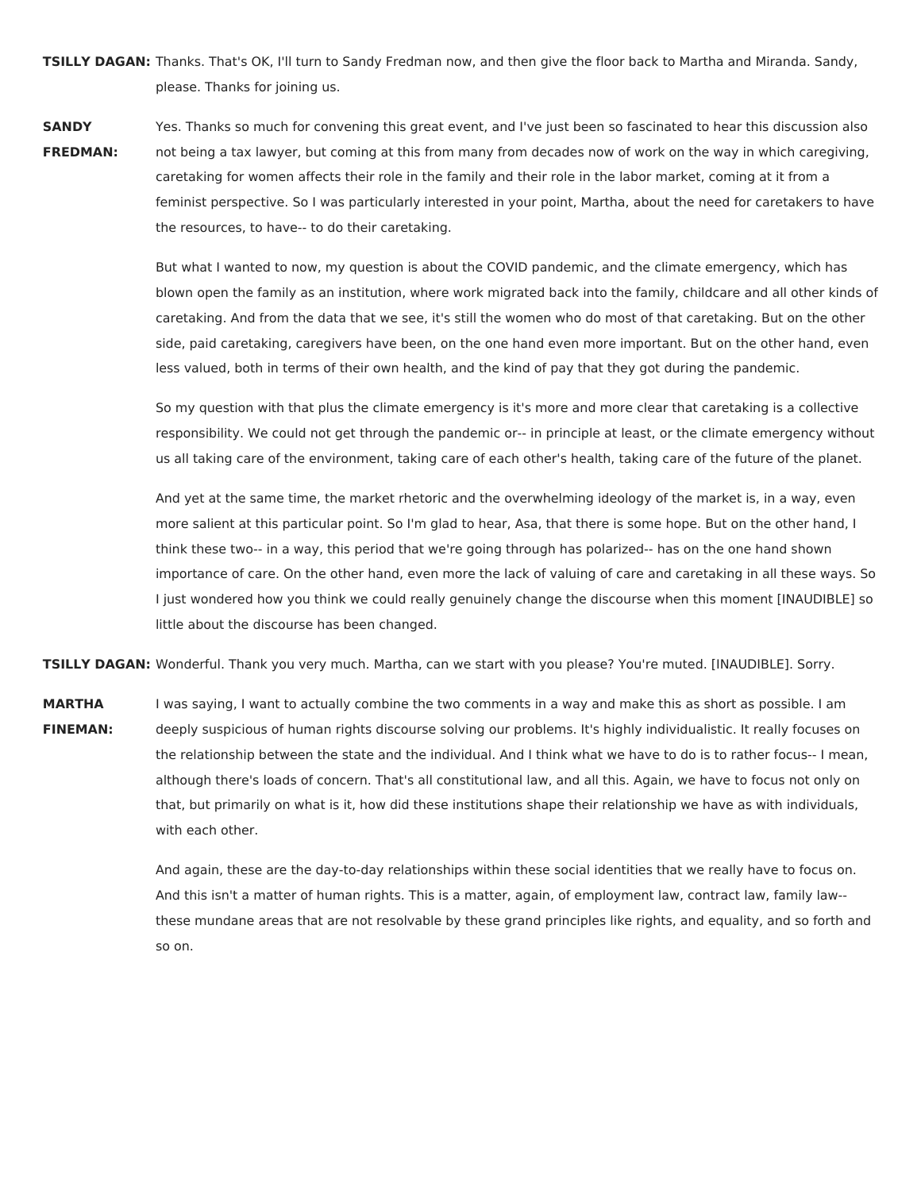**TSILLY DAGAN:** Thanks. That's OK, I'll turn to Sandy Fredman now, and then give the floor back to Martha and Miranda. Sandy, please. Thanks for joining us.

**SANDY FREDMAN:** Yes. Thanks so much for convening this great event, and I've just been so fascinated to hear this discussion also not being a tax lawyer, but coming at this from many from decades now of work on the way in which caregiving, caretaking for women affects their role in the family and their role in the labor market, coming at it from a feminist perspective. So I was particularly interested in your point, Martha, about the need for caretakers to have the resources, to have-- to do their caretaking.

But what I wanted to now, my question is about the COVID pandemic, and the climate emergency, which has blown open the family as an institution, where work migrated back into the family, childcare and all other kinds of caretaking. And from the data that we see, it's still the women who do most of that caretaking. But on the other side, paid caretaking, caregivers have been, on the one hand even more important. But on the other hand, even less valued, both in terms of their own health, and the kind of pay that they got during the pandemic.

So my question with that plus the climate emergency is it's more and more clear that caretaking is a collective responsibility. We could not get through the pandemic or-- in principle at least, or the climate emergency without us all taking care of the environment, taking care of each other's health, taking care of the future of the planet.

And yet at the same time, the market rhetoric and the overwhelming ideology of the market is, in a way, even more salient at this particular point. So I'm glad to hear, Asa, that there is some hope. But on the other hand, I think these two-- in a way, this period that we're going through has polarized-- has on the one hand shown importance of care. On the other hand, even more the lack of valuing of care and caretaking in all these ways. So I just wondered how you think we could really genuinely change the discourse when this moment [INAUDIBLE] so little about the discourse has been changed.

**TSILLY DAGAN:** Wonderful. Thank you very much. Martha, can we start with you please? You're muted. [INAUDIBLE]. Sorry.

**MARTHA FINEMAN:** I was saying, I want to actually combine the two comments in a way and make this as short as possible. I am deeply suspicious of human rights discourse solving our problems. It's highly individualistic. It really focuses on the relationship between the state and the individual. And I think what we have to do is to rather focus-- I mean, although there's loads of concern. That's all constitutional law, and all this. Again, we have to focus not only on that, but primarily on what is it, how did these institutions shape their relationship we have as with individuals, with each other.

And again, these are the day-to-day relationships within these social identities that we really have to focus on. And this isn't a matter of human rights. This is a matter, again, of employment law, contract law, family law-- these mundane areas that are not resolvable by these grand principles like rights, and equality, and so forth and so on.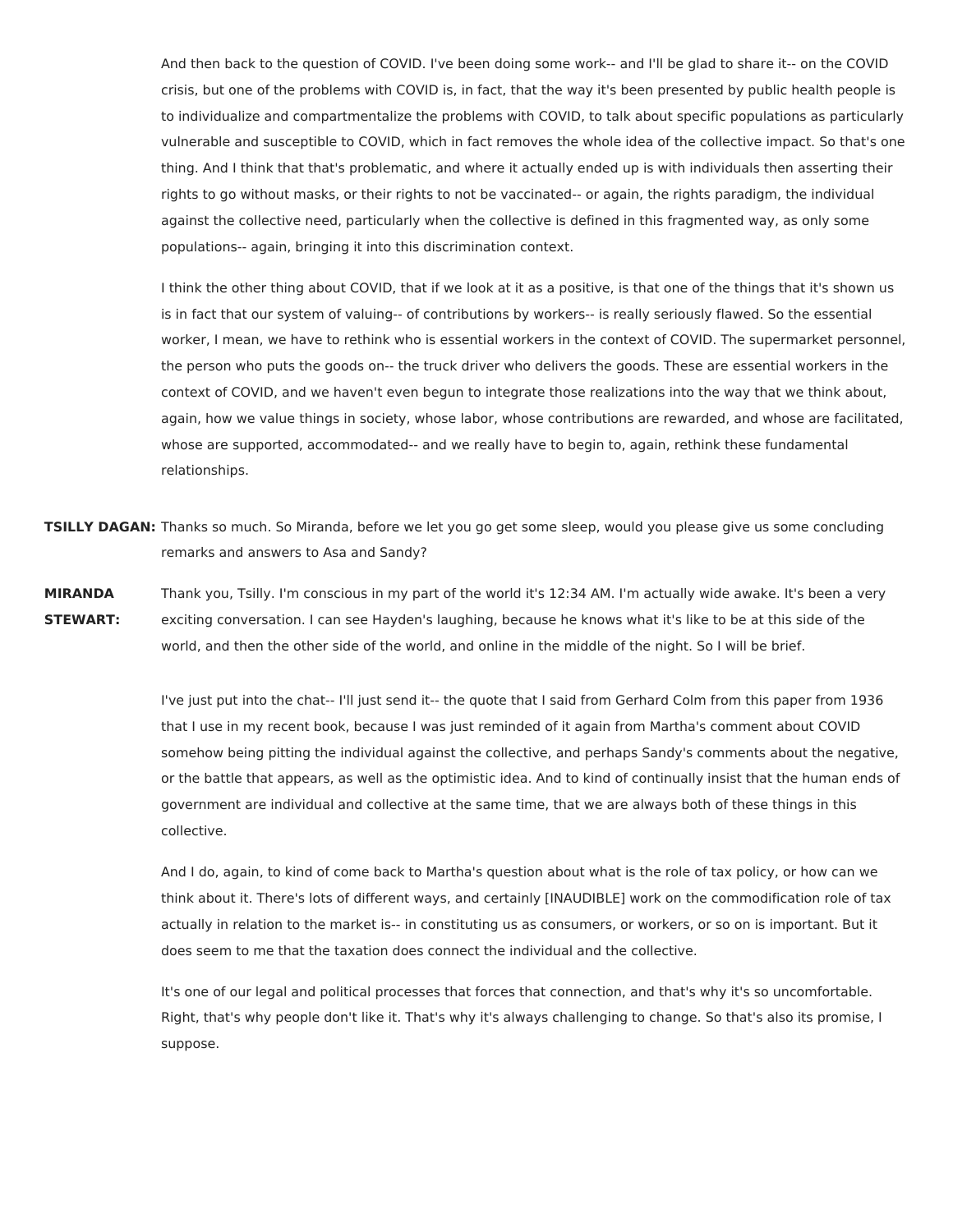And then back to the question of COVID. I've been doing some work-- and I'll be glad to share it-- on the COVID crisis, but one of the problems with COVID is, in fact, that the way it's been presented by public health people is to individualize and compartmentalize the problems with COVID, to talk about specific populations as particularly vulnerable and susceptible to COVID, which in fact removes the whole idea of the collective impact. So that's one thing. And I think that that's problematic, and where it actually ended up is with individuals then asserting their rights to go without masks, or their rights to not be vaccinated-- or again, the rights paradigm, the individual against the collective need, particularly when the collective is defined in this fragmented way, as only some populations-- again, bringing it into this discrimination context.

I think the other thing about COVID, that if we look at it as a positive, is that one of the things that it's shown us is in fact that our system of valuing-- of contributions by workers-- is really seriously flawed. So the essential worker, I mean, we have to rethink who is essential workers in the context of COVID. The supermarket personnel, the person who puts the goods on-- the truck driver who delivers the goods. These are essential workers in the context of COVID, and we haven't even begun to integrate those realizations into the way that we think about, again, how we value things in society, whose labor, whose contributions are rewarded, and whose are facilitated, whose are supported, accommodated-- and we really have to begin to, again, rethink these fundamental relationships.

**TSILLY DAGAN:** Thanks so much. So Miranda, before we let you go get some sleep, would you please give us some concluding remarks and answers to Asa and Sandy?

**MIRANDA STEWART:** Thank you, Tsilly. I'm conscious in my part of the world it's 12:34 AM. I'm actually wide awake. It's been a very exciting conversation. I can see Hayden's laughing, because he knows what it's like to be at this side of the world, and then the other side of the world, and online in the middle of the night. So I will be brief.

I've just put into the chat-- I'll just send it-- the quote that I said from Gerhard Colm from this paper from 1936 that I use in my recent book, because I was just reminded of it again from Martha's comment about COVID somehow being pitting the individual against the collective, and perhaps Sandy's comments about the negative, or the battle that appears, as well as the optimistic idea. And to kind of continually insist that the human ends of government are individual and collective at the same time, that we are always both of these things in this collective.

And I do, again, to kind of come back to Martha's question about what is the role of tax policy, or how can we think about it. There's lots of different ways, and certainly [INAUDIBLE] work on the commodification role of tax actually in relation to the market is-- in constituting us as consumers, or workers, or so on is important. But it does seem to me that the taxation does connect the individual and the collective.

It's one of our legal and political processes that forces that connection, and that's why it's so uncomfortable. Right, that's why people don't like it. That's why it's always challenging to change. So that's also its promise, I suppose.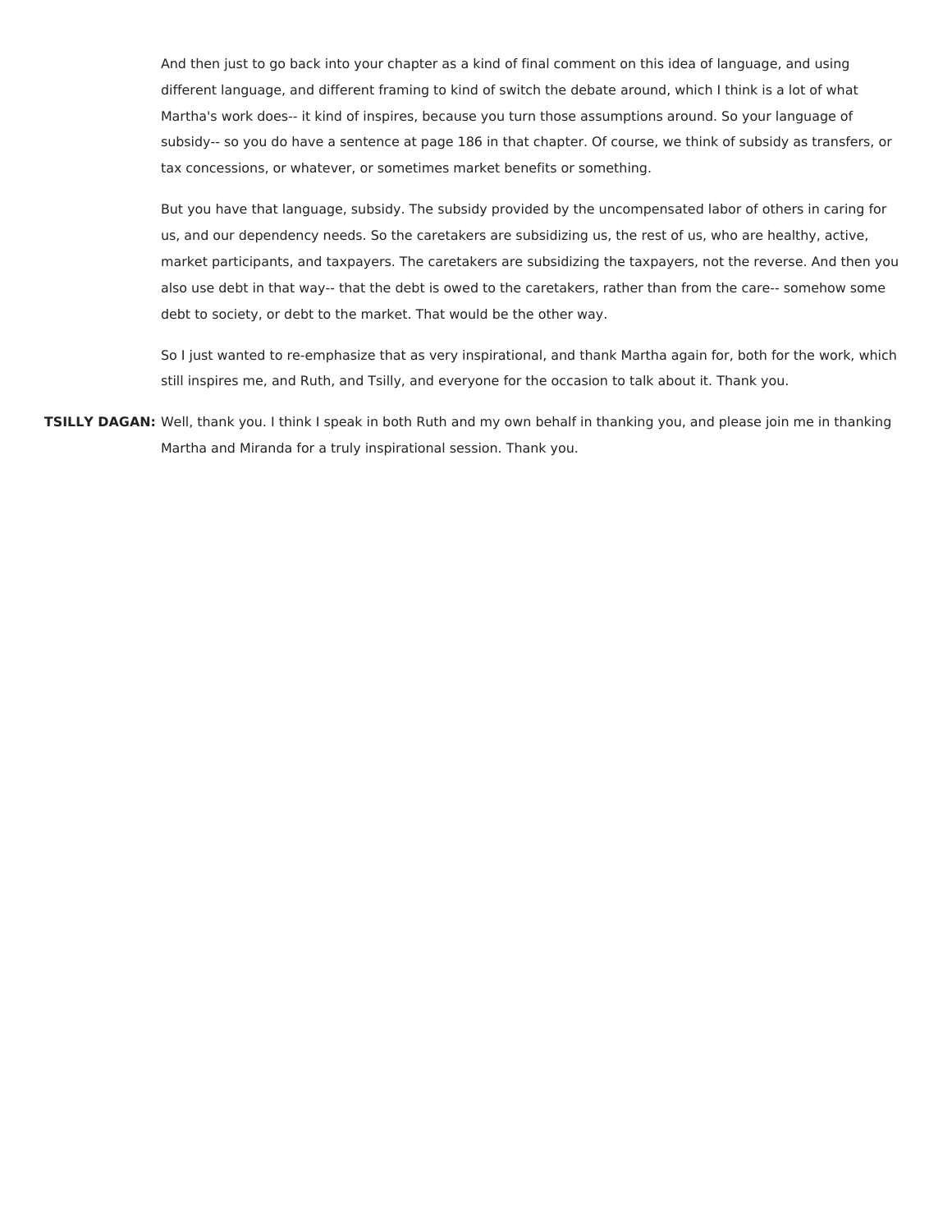And then just to go back into your chapter as a kind of final comment on this idea of language, and using different language, and different framing to kind of switch the debate around, which I think is a lot of what Martha's work does-- it kind of inspires, because you turn those assumptions around. So your language of subsidy-- so you do have a sentence at page 186 in that chapter. Of course, we think of subsidy as transfers, or tax concessions, or whatever, or sometimes market benefits or something.

But you have that language, subsidy. The subsidy provided by the uncompensated labor of others in caring for us, and our dependency needs. So the caretakers are subsidizing us, the rest of us, who are healthy, active, market participants, and taxpayers. The caretakers are subsidizing the taxpayers, not the reverse. And then you also use debt in that way-- that the debt is owed to the caretakers, rather than from the care-- somehow some debt to society, or debt to the market. That would be the other way.

So I just wanted to re-emphasize that as very inspirational, and thank Martha again for, both for the work, which still inspires me, and Ruth, and Tsilly, and everyone for the occasion to talk about it. Thank you.

**TSILLY DAGAN:** Well, thank you. I think I speak in both Ruth and my own behalf in thanking you, and please join me in thanking Martha and Miranda for a truly inspirational session. Thank you.